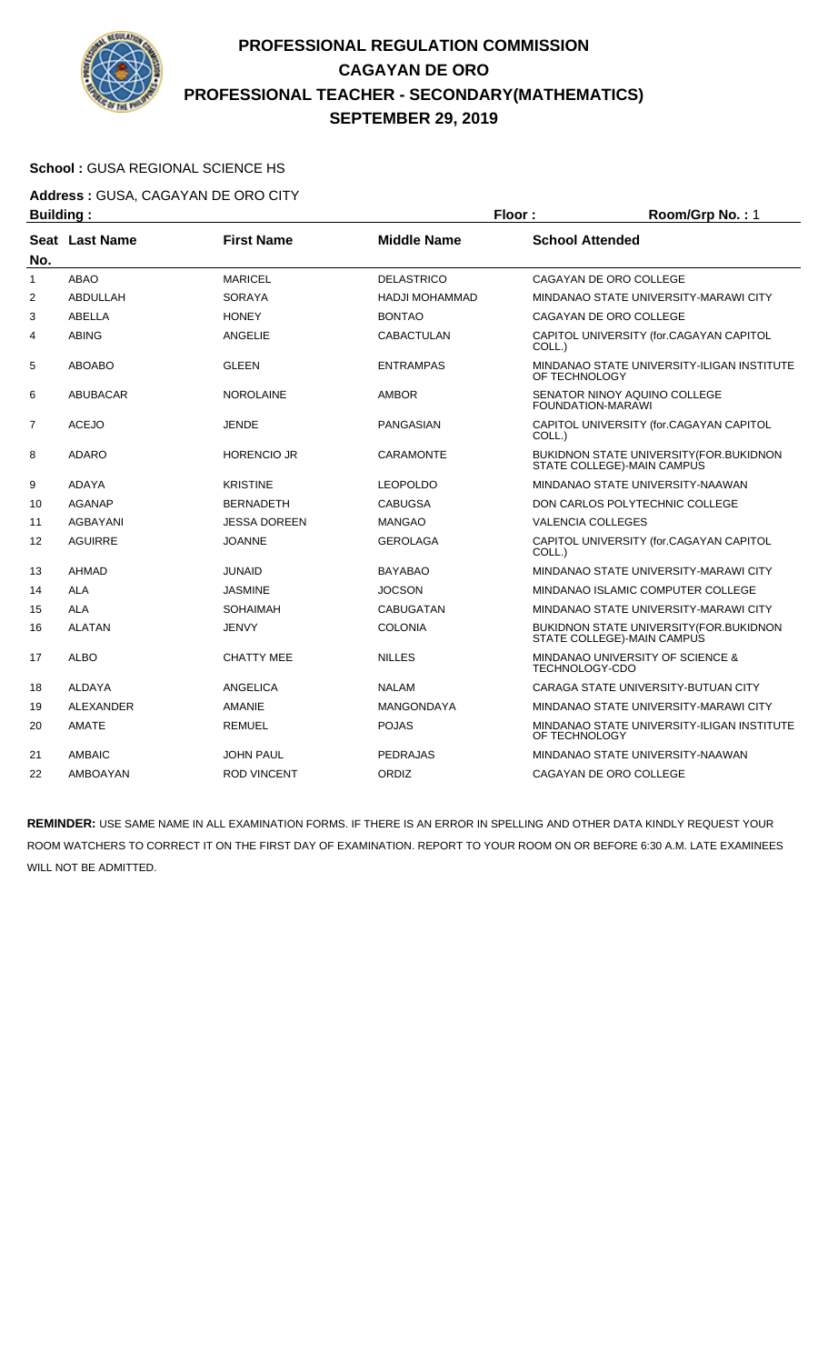# PROFESSIONAL REGULATION COMMISSION
## CAGAYAN DE ORO
## PROFESSIONAL TEACHER - SECONDARY(MATHEMATICS)
## SEPTEMBER 29, 2019

**School :** GUSA REGIONAL SCIENCE HS

**Address :** GUSA, CAGAYAN DE ORO CITY

**Building :** **Floor :** **Room/Grp No. :** 1

| Seat No. | Last Name | First Name | Middle Name | School Attended |
|---|---|---|---|---|
| 1 | ABAO | MARICEL | DELASTRICO | CAGAYAN DE ORO COLLEGE |
| 2 | ABDULLAH | SORAYA | HADJI MOHAMMAD | MINDANAO STATE UNIVERSITY-MARAWI CITY |
| 3 | ABELLA | HONEY | BONTAO | CAGAYAN DE ORO COLLEGE |
| 4 | ABING | ANGELIE | CABACTULAN | CAPITOL UNIVERSITY (for.CAGAYAN CAPITOL COLL.) |
| 5 | ABOABO | GLEEN | ENTRAMPAS | MINDANAO STATE UNIVERSITY-ILIGAN INSTITUTE OF TECHNOLOGY |
| 6 | ABUBACAR | NOROLAINE | AMBOR | SENATOR NINOY AQUINO COLLEGE FOUNDATION-MARAWI |
| 7 | ACEJO | JENDE | PANGASIAN | CAPITOL UNIVERSITY (for.CAGAYAN CAPITOL COLL.) |
| 8 | ADARO | HORENCIO JR | CARAMONTE | BUKIDNON STATE UNIVERSITY(FOR.BUKIDNON STATE COLLEGE)-MAIN CAMPUS |
| 9 | ADAYA | KRISTINE | LEOPOLDO | MINDANAO STATE UNIVERSITY-NAAWAN |
| 10 | AGANAP | BERNADETH | CABUGSA | DON CARLOS POLYTECHNIC COLLEGE |
| 11 | AGBAYANI | JESSA DOREEN | MANGAO | VALENCIA COLLEGES |
| 12 | AGUIRRE | JOANNE | GEROLAGA | CAPITOL UNIVERSITY (for.CAGAYAN CAPITOL COLL.) |
| 13 | AHMAD | JUNAID | BAYABAO | MINDANAO STATE UNIVERSITY-MARAWI CITY |
| 14 | ALA | JASMINE | JOCSON | MINDANAO ISLAMIC COMPUTER COLLEGE |
| 15 | ALA | SOHAIMAH | CABUGATAN | MINDANAO STATE UNIVERSITY-MARAWI CITY |
| 16 | ALATAN | JENVY | COLONIA | BUKIDNON STATE UNIVERSITY(FOR.BUKIDNON STATE COLLEGE)-MAIN CAMPUS |
| 17 | ALBO | CHATTY MEE | NILLES | MINDANAO UNIVERSITY OF SCIENCE & TECHNOLOGY-CDO |
| 18 | ALDAYA | ANGELICA | NALAM | CARAGA STATE UNIVERSITY-BUTUAN CITY |
| 19 | ALEXANDER | AMANIE | MANGONDAYA | MINDANAO STATE UNIVERSITY-MARAWI CITY |
| 20 | AMATE | REMUEL | POJAS | MINDANAO STATE UNIVERSITY-ILIGAN INSTITUTE OF TECHNOLOGY |
| 21 | AMBAIC | JOHN PAUL | PEDRAJAS | MINDANAO STATE UNIVERSITY-NAAWAN |
| 22 | AMBOAYAN | ROD VINCENT | ORDIZ | CAGAYAN DE ORO COLLEGE |

**REMINDER:** USE SAME NAME IN ALL EXAMINATION FORMS. IF THERE IS AN ERROR IN SPELLING AND OTHER DATA KINDLY REQUEST YOUR ROOM WATCHERS TO CORRECT IT ON THE FIRST DAY OF EXAMINATION. REPORT TO YOUR ROOM ON OR BEFORE 6:30 A.M. LATE EXAMINEES WILL NOT BE ADMITTED.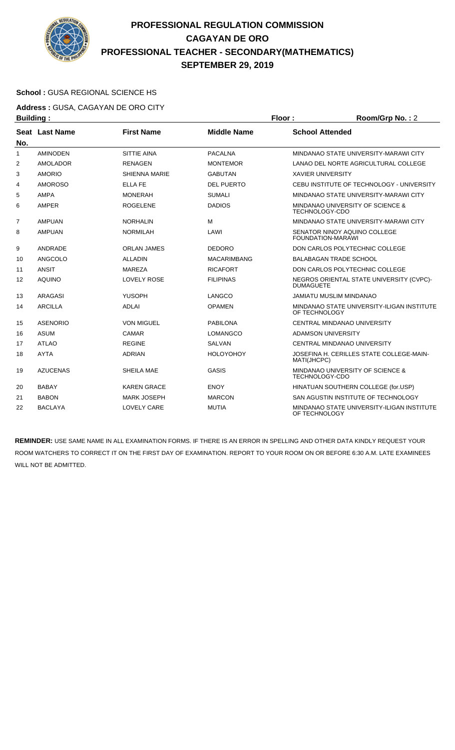# PROFESSIONAL REGULATION COMMISSION
# CAGAYAN DE ORO
# PROFESSIONAL TEACHER - SECONDARY(MATHEMATICS)
# SEPTEMBER 29, 2019

**School :** GUSA REGIONAL SCIENCE HS

**Address :** GUSA, CAGAYAN DE ORO CITY

**Building :** **Floor :** **Room/Grp No. :** 2

| Seat No. | Last Name | First Name | Middle Name | School Attended |
|---|---|---|---|---|
| 1 | AMINODEN | SITTIE AINA | PACALNA | MINDANAO STATE UNIVERSITY-MARAWI CITY |
| 2 | AMOLADOR | RENAGEN | MONTEMOR | LANAO DEL NORTE AGRICULTURAL COLLEGE |
| 3 | AMORIO | SHIENNA MARIE | GABUTAN | XAVIER UNIVERSITY |
| 4 | AMOROSO | ELLA FE | DEL PUERTO | CEBU INSTITUTE OF TECHNOLOGY - UNIVERSITY |
| 5 | AMPA | MONERAH | SUMALI | MINDANAO STATE UNIVERSITY-MARAWI CITY |
| 6 | AMPER | ROGELENE | DADIOS | MINDANAO UNIVERSITY OF SCIENCE & TECHNOLOGY-CDO |
| 7 | AMPUAN | NORHALIN | M | MINDANAO STATE UNIVERSITY-MARAWI CITY |
| 8 | AMPUAN | NORMILAH | LAWI | SENATOR NINOY AQUINO COLLEGE FOUNDATION-MARAWI |
| 9 | ANDRADE | ORLAN JAMES | DEDORO | DON CARLOS POLYTECHNIC COLLEGE |
| 10 | ANGCOLO | ALLADIN | MACARIMBANG | BALABAGAN TRADE SCHOOL |
| 11 | ANSIT | MAREZA | RICAFORT | DON CARLOS POLYTECHNIC COLLEGE |
| 12 | AQUINO | LOVELY ROSE | FILIPINAS | NEGROS ORIENTAL STATE UNIVERSITY (CVPC)-DUMAGUETE |
| 13 | ARAGASI | YUSOPH | LANGCO | JAMIATU MUSLIM MINDANAO |
| 14 | ARCILLA | ADLAI | OPAMEN | MINDANAO STATE UNIVERSITY-ILIGAN INSTITUTE OF TECHNOLOGY |
| 15 | ASENORIO | VON MIGUEL | PABILONA | CENTRAL MINDANAO UNIVERSITY |
| 16 | ASUM | CAMAR | LOMANGCO | ADAMSON UNIVERSITY |
| 17 | ATLAO | REGINE | SALVAN | CENTRAL MINDANAO UNIVERSITY |
| 18 | AYTA | ADRIAN | HOLOYOHOY | JOSEFINA H. CERILLES STATE COLLEGE-MAIN-MATI(JHCPC) |
| 19 | AZUCENAS | SHEILA MAE | GASIS | MINDANAO UNIVERSITY OF SCIENCE & TECHNOLOGY-CDO |
| 20 | BABAY | KAREN GRACE | ENOY | HINATUAN SOUTHERN COLLEGE (for.USP) |
| 21 | BABON | MARK JOSEPH | MARCON | SAN AGUSTIN INSTITUTE OF TECHNOLOGY |
| 22 | BACLAYA | LOVELY CARE | MUTIA | MINDANAO STATE UNIVERSITY-ILIGAN INSTITUTE OF TECHNOLOGY |

**REMINDER:** USE SAME NAME IN ALL EXAMINATION FORMS. IF THERE IS AN ERROR IN SPELLING AND OTHER DATA KINDLY REQUEST YOUR ROOM WATCHERS TO CORRECT IT ON THE FIRST DAY OF EXAMINATION. REPORT TO YOUR ROOM ON OR BEFORE 6:30 A.M. LATE EXAMINEES WILL NOT BE ADMITTED.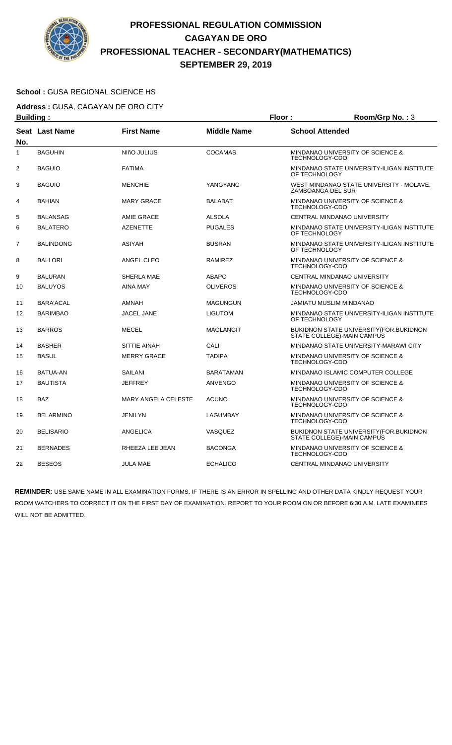# PROFESSIONAL REGULATION COMMISSION
## CAGAYAN DE ORO
## PROFESSIONAL TEACHER - SECONDARY(MATHEMATICS)
## SEPTEMBER 29, 2019

**School :** GUSA REGIONAL SCIENCE HS

**Address :** GUSA, CAGAYAN DE ORO CITY

**Building :** **Floor :** **Room/Grp No. :** 3

| Seat No. | Last Name | First Name | Middle Name | School Attended |
|---|---|---|---|---|
| 1 | BAGUHIN | NIñO JULIUS | COCAMAS | MINDANAO UNIVERSITY OF SCIENCE & TECHNOLOGY-CDO |
| 2 | BAGUIO | FATIMA | | MINDANAO STATE UNIVERSITY-ILIGAN INSTITUTE OF TECHNOLOGY |
| 3 | BAGUIO | MENCHIE | YANGYANG | WEST MINDANAO STATE UNIVERSITY - MOLAVE, ZAMBOANGA DEL SUR |
| 4 | BAHIAN | MARY GRACE | BALABAT | MINDANAO UNIVERSITY OF SCIENCE & TECHNOLOGY-CDO |
| 5 | BALANSAG | AMIE GRACE | ALSOLA | CENTRAL MINDANAO UNIVERSITY |
| 6 | BALATERO | AZENETTE | PUGALES | MINDANAO STATE UNIVERSITY-ILIGAN INSTITUTE OF TECHNOLOGY |
| 7 | BALINDONG | ASIYAH | BUSRAN | MINDANAO STATE UNIVERSITY-ILIGAN INSTITUTE OF TECHNOLOGY |
| 8 | BALLORI | ANGEL CLEO | RAMIREZ | MINDANAO UNIVERSITY OF SCIENCE & TECHNOLOGY-CDO |
| 9 | BALURAN | SHERLA MAE | ABAPO | CENTRAL MINDANAO UNIVERSITY |
| 10 | BALUYOS | AINA MAY | OLIVEROS | MINDANAO UNIVERSITY OF SCIENCE & TECHNOLOGY-CDO |
| 11 | BARA'ACAL | AMNAH | MAGUNGUN | JAMIATU MUSLIM MINDANAO |
| 12 | BARIMBAO | JACEL JANE | LIGUTOM | MINDANAO STATE UNIVERSITY-ILIGAN INSTITUTE OF TECHNOLOGY |
| 13 | BARROS | MECEL | MAGLANGIT | BUKIDNON STATE UNIVERSITY(FOR.BUKIDNON STATE COLLEGE)-MAIN CAMPUS |
| 14 | BASHER | SITTIE AINAH | CALI | MINDANAO STATE UNIVERSITY-MARAWI CITY |
| 15 | BASUL | MERRY GRACE | TADIPA | MINDANAO UNIVERSITY OF SCIENCE & TECHNOLOGY-CDO |
| 16 | BATUA-AN | SAILANI | BARATAMAN | MINDANAO ISLAMIC COMPUTER COLLEGE |
| 17 | BAUTISTA | JEFFREY | ANVENGO | MINDANAO UNIVERSITY OF SCIENCE & TECHNOLOGY-CDO |
| 18 | BAZ | MARY ANGELA CELESTE | ACUNO | MINDANAO UNIVERSITY OF SCIENCE & TECHNOLOGY-CDO |
| 19 | BELARMINO | JENILYN | LAGUMBAY | MINDANAO UNIVERSITY OF SCIENCE & TECHNOLOGY-CDO |
| 20 | BELISARIO | ANGELICA | VASQUEZ | BUKIDNON STATE UNIVERSITY(FOR.BUKIDNON STATE COLLEGE)-MAIN CAMPUS |
| 21 | BERNADES | RHEEZA LEE JEAN | BACONGA | MINDANAO UNIVERSITY OF SCIENCE & TECHNOLOGY-CDO |
| 22 | BESEOS | JULA MAE | ECHALICO | CENTRAL MINDANAO UNIVERSITY |

**REMINDER:** USE SAME NAME IN ALL EXAMINATION FORMS. IF THERE IS AN ERROR IN SPELLING AND OTHER DATA KINDLY REQUEST YOUR ROOM WATCHERS TO CORRECT IT ON THE FIRST DAY OF EXAMINATION. REPORT TO YOUR ROOM ON OR BEFORE 6:30 A.M. LATE EXAMINEES WILL NOT BE ADMITTED.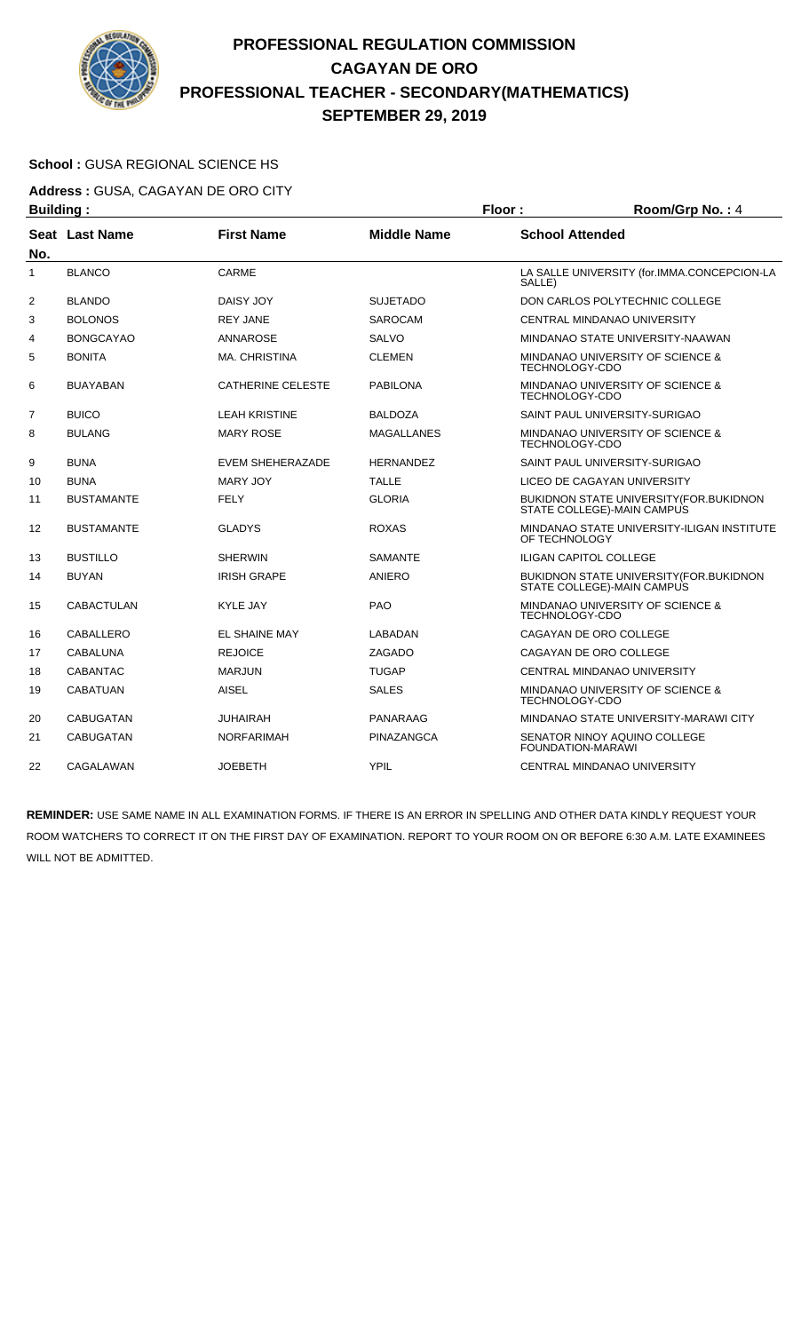# PROFESSIONAL REGULATION COMMISSION
## CAGAYAN DE ORO
## PROFESSIONAL TEACHER - SECONDARY(MATHEMATICS)
## SEPTEMBER 29, 2019

**School :** GUSA REGIONAL SCIENCE HS

**Address :** GUSA, CAGAYAN DE ORO CITY

**Building :** **Floor :** **Room/Grp No. :** 4

| Seat No. | Last Name | First Name | Middle Name | School Attended |
|---|---|---|---|---|
| 1 | BLANCO | CARME | | LA SALLE UNIVERSITY (for.IMMA.CONCEPCION-LA SALLE) |
| 2 | BLANDO | DAISY JOY | SUJETADO | DON CARLOS POLYTECHNIC COLLEGE |
| 3 | BOLONOS | REY JANE | SAROCAM | CENTRAL MINDANAO UNIVERSITY |
| 4 | BONGCAYAO | ANNAROSE | SALVO | MINDANAO STATE UNIVERSITY-NAAWAN |
| 5 | BONITA | MA. CHRISTINA | CLEMEN | MINDANAO UNIVERSITY OF SCIENCE & TECHNOLOGY-CDO |
| 6 | BUAYABAN | CATHERINE CELESTE | PABILONA | MINDANAO UNIVERSITY OF SCIENCE & TECHNOLOGY-CDO |
| 7 | BUICO | LEAH KRISTINE | BALDOZA | SAINT PAUL UNIVERSITY-SURIGAO |
| 8 | BULANG | MARY ROSE | MAGALLANES | MINDANAO UNIVERSITY OF SCIENCE & TECHNOLOGY-CDO |
| 9 | BUNA | EVEM SHEHERAZADE | HERNANDEZ | SAINT PAUL UNIVERSITY-SURIGAO |
| 10 | BUNA | MARY JOY | TALLE | LICEO DE CAGAYAN UNIVERSITY |
| 11 | BUSTAMANTE | FELY | GLORIA | BUKIDNON STATE UNIVERSITY(FOR.BUKIDNON STATE COLLEGE)-MAIN CAMPUS |
| 12 | BUSTAMANTE | GLADYS | ROXAS | MINDANAO STATE UNIVERSITY-ILIGAN INSTITUTE OF TECHNOLOGY |
| 13 | BUSTILLO | SHERWIN | SAMANTE | ILIGAN CAPITOL COLLEGE |
| 14 | BUYAN | IRISH GRAPE | ANIERO | BUKIDNON STATE UNIVERSITY(FOR.BUKIDNON STATE COLLEGE)-MAIN CAMPUS |
| 15 | CABACTULAN | KYLE JAY | PAO | MINDANAO UNIVERSITY OF SCIENCE & TECHNOLOGY-CDO |
| 16 | CABALLERO | EL SHAINE MAY | LABADAN | CAGAYAN DE ORO COLLEGE |
| 17 | CABALUNA | REJOICE | ZAGADO | CAGAYAN DE ORO COLLEGE |
| 18 | CABANTAC | MARJUN | TUGAP | CENTRAL MINDANAO UNIVERSITY |
| 19 | CABATUAN | AISEL | SALES | MINDANAO UNIVERSITY OF SCIENCE & TECHNOLOGY-CDO |
| 20 | CABUGATAN | JUHAIRAH | PANARAAG | MINDANAO STATE UNIVERSITY-MARAWI CITY |
| 21 | CABUGATAN | NORFARIMAH | PINAZANGCA | SENATOR NINOY AQUINO COLLEGE FOUNDATION-MARAWI |
| 22 | CAGALAWAN | JOEBETH | YPIL | CENTRAL MINDANAO UNIVERSITY |

**REMINDER:** USE SAME NAME IN ALL EXAMINATION FORMS. IF THERE IS AN ERROR IN SPELLING AND OTHER DATA KINDLY REQUEST YOUR ROOM WATCHERS TO CORRECT IT ON THE FIRST DAY OF EXAMINATION. REPORT TO YOUR ROOM ON OR BEFORE 6:30 A.M. LATE EXAMINEES WILL NOT BE ADMITTED.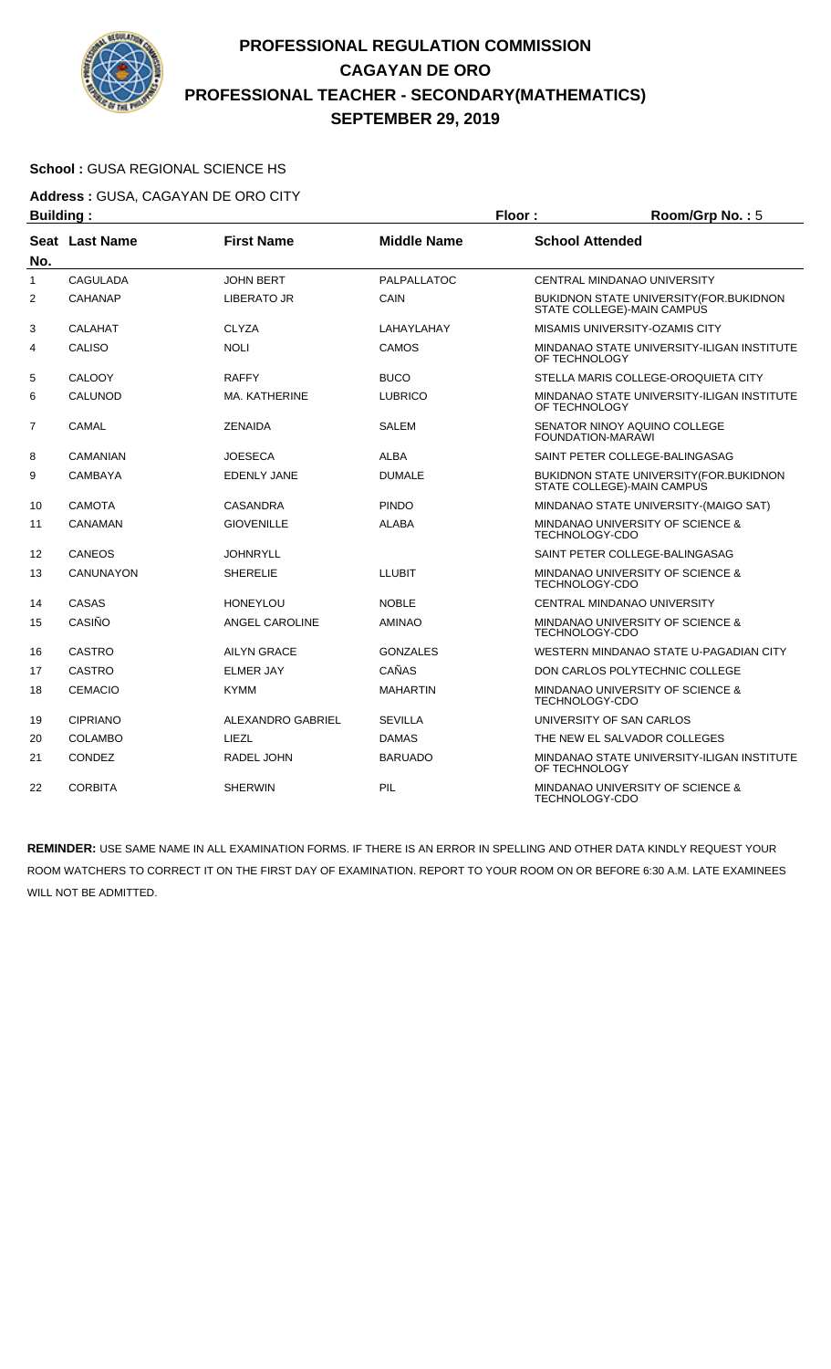# PROFESSIONAL REGULATION COMMISSION
## CAGAYAN DE ORO
## PROFESSIONAL TEACHER - SECONDARY(MATHEMATICS)
## SEPTEMBER 29, 2019

**School :** GUSA REGIONAL SCIENCE HS

**Address :** GUSA, CAGAYAN DE ORO CITY

**Building :** **Floor :** **Room/Grp No. :** 5

| Seat No. | Last Name | First Name | Middle Name | School Attended |
|---|---|---|---|---|
| 1 | CAGULADA | JOHN BERT | PALPALLATOC | CENTRAL MINDANAO UNIVERSITY |
| 2 | CAHANAP | LIBERATO JR | CAIN | BUKIDNON STATE UNIVERSITY(FOR.BUKIDNON STATE COLLEGE)-MAIN CAMPUS |
| 3 | CALAHAT | CLYZA | LAHAYLAHAY | MISAMIS UNIVERSITY-OZAMIS CITY |
| 4 | CALISO | NOLI | CAMOS | MINDANAO STATE UNIVERSITY-ILIGAN INSTITUTE OF TECHNOLOGY |
| 5 | CALOOY | RAFFY | BUCO | STELLA MARIS COLLEGE-OROQUIETA CITY |
| 6 | CALUNOD | MA. KATHERINE | LUBRICO | MINDANAO STATE UNIVERSITY-ILIGAN INSTITUTE OF TECHNOLOGY |
| 7 | CAMAL | ZENAIDA | SALEM | SENATOR NINOY AQUINO COLLEGE FOUNDATION-MARAWI |
| 8 | CAMANIAN | JOESECA | ALBA | SAINT PETER COLLEGE-BALINGASAG |
| 9 | CAMBAYA | EDENLY JANE | DUMALE | BUKIDNON STATE UNIVERSITY(FOR.BUKIDNON STATE COLLEGE)-MAIN CAMPUS |
| 10 | CAMOTA | CASANDRA | PINDO | MINDANAO STATE UNIVERSITY-(MAIGO SAT) |
| 11 | CANAMAN | GIOVENILLE | ALABA | MINDANAO UNIVERSITY OF SCIENCE & TECHNOLOGY-CDO |
| 12 | CANEOS | JOHNRYLL | | SAINT PETER COLLEGE-BALINGASAG |
| 13 | CANUNAYON | SHERELIE | LLUBIT | MINDANAO UNIVERSITY OF SCIENCE & TECHNOLOGY-CDO |
| 14 | CASAS | HONEYLOU | NOBLE | CENTRAL MINDANAO UNIVERSITY |
| 15 | CASIÑO | ANGEL CAROLINE | AMINAO | MINDANAO UNIVERSITY OF SCIENCE & TECHNOLOGY-CDO |
| 16 | CASTRO | AILYN GRACE | GONZALES | WESTERN MINDANAO STATE U-PAGADIAN CITY |
| 17 | CASTRO | ELMER JAY | CAÑAS | DON CARLOS POLYTECHNIC COLLEGE |
| 18 | CEMACIO | KYMM | MAHARTIN | MINDANAO UNIVERSITY OF SCIENCE & TECHNOLOGY-CDO |
| 19 | CIPRIANO | ALEXANDRO GABRIEL | SEVILLA | UNIVERSITY OF SAN CARLOS |
| 20 | COLAMBO | LIEZL | DAMAS | THE NEW EL SALVADOR COLLEGES |
| 21 | CONDEZ | RADEL JOHN | BARUADO | MINDANAO STATE UNIVERSITY-ILIGAN INSTITUTE OF TECHNOLOGY |
| 22 | CORBITA | SHERWIN | PIL | MINDANAO UNIVERSITY OF SCIENCE & TECHNOLOGY-CDO |

**REMINDER:** USE SAME NAME IN ALL EXAMINATION FORMS. IF THERE IS AN ERROR IN SPELLING AND OTHER DATA KINDLY REQUEST YOUR ROOM WATCHERS TO CORRECT IT ON THE FIRST DAY OF EXAMINATION. REPORT TO YOUR ROOM ON OR BEFORE 6:30 A.M. LATE EXAMINEES WILL NOT BE ADMITTED.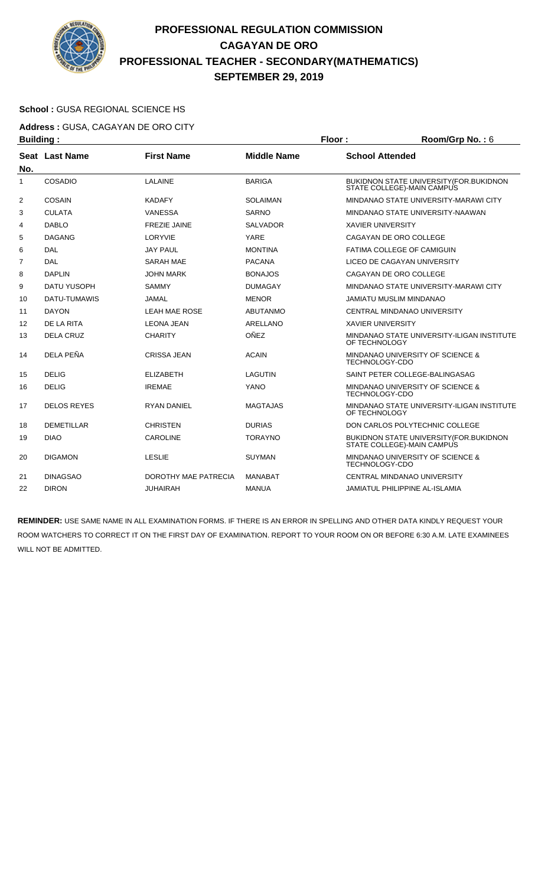# PROFESSIONAL REGULATION COMMISSION
## CAGAYAN DE ORO
## PROFESSIONAL TEACHER - SECONDARY(MATHEMATICS)
## SEPTEMBER 29, 2019

**School :** GUSA REGIONAL SCIENCE HS

**Address :** GUSA, CAGAYAN DE ORO CITY

**Building :** **Floor :** **Room/Grp No. :** 6

| Seat No. | Last Name | First Name | Middle Name | School Attended |
|---|---|---|---|---|
| 1 | COSADIO | LALAINE | BARIGA | BUKIDNON STATE UNIVERSITY(FOR.BUKIDNON STATE COLLEGE)-MAIN CAMPUS |
| 2 | COSAIN | KADAFY | SOLAIMAN | MINDANAO STATE UNIVERSITY-MARAWI CITY |
| 3 | CULATA | VANESSA | SARNO | MINDANAO STATE UNIVERSITY-NAAWAN |
| 4 | DABLO | FREZIE JAINE | SALVADOR | XAVIER UNIVERSITY |
| 5 | DAGANG | LORYVIE | YARE | CAGAYAN DE ORO COLLEGE |
| 6 | DAL | JAY PAUL | MONTINA | FATIMA COLLEGE OF CAMIGUIN |
| 7 | DAL | SARAH MAE | PACANA | LICEO DE CAGAYAN UNIVERSITY |
| 8 | DAPLIN | JOHN MARK | BONAJOS | CAGAYAN DE ORO COLLEGE |
| 9 | DATU YUSOPH | SAMMY | DUMAGAY | MINDANAO STATE UNIVERSITY-MARAWI CITY |
| 10 | DATU-TUMAWIS | JAMAL | MENOR | JAMIATU MUSLIM MINDANAO |
| 11 | DAYON | LEAH MAE ROSE | ABUTANMO | CENTRAL MINDANAO UNIVERSITY |
| 12 | DE LA RITA | LEONA JEAN | ARELLANO | XAVIER UNIVERSITY |
| 13 | DELA CRUZ | CHARITY | OÑEZ | MINDANAO STATE UNIVERSITY-ILIGAN INSTITUTE OF TECHNOLOGY |
| 14 | DELA PEÑA | CRISSA JEAN | ACAIN | MINDANAO UNIVERSITY OF SCIENCE & TECHNOLOGY-CDO |
| 15 | DELIG | ELIZABETH | LAGUTIN | SAINT PETER COLLEGE-BALINGASAG |
| 16 | DELIG | IREMAE | YANO | MINDANAO UNIVERSITY OF SCIENCE & TECHNOLOGY-CDO |
| 17 | DELOS REYES | RYAN DANIEL | MAGTAJAS | MINDANAO STATE UNIVERSITY-ILIGAN INSTITUTE OF TECHNOLOGY |
| 18 | DEMETILLAR | CHRISTEN | DURIAS | DON CARLOS POLYTECHNIC COLLEGE |
| 19 | DIAO | CAROLINE | TORAYNO | BUKIDNON STATE UNIVERSITY(FOR.BUKIDNON STATE COLLEGE)-MAIN CAMPUS |
| 20 | DIGAMON | LESLIE | SUYMAN | MINDANAO UNIVERSITY OF SCIENCE & TECHNOLOGY-CDO |
| 21 | DINAGSAO | DOROTHY MAE PATRECIA | MANABAT | CENTRAL MINDANAO UNIVERSITY |
| 22 | DIRON | JUHAIRAH | MANUA | JAMIATUL PHILIPPINE AL-ISLAMIA |

**REMINDER:** USE SAME NAME IN ALL EXAMINATION FORMS. IF THERE IS AN ERROR IN SPELLING AND OTHER DATA KINDLY REQUEST YOUR ROOM WATCHERS TO CORRECT IT ON THE FIRST DAY OF EXAMINATION. REPORT TO YOUR ROOM ON OR BEFORE 6:30 A.M. LATE EXAMINEES WILL NOT BE ADMITTED.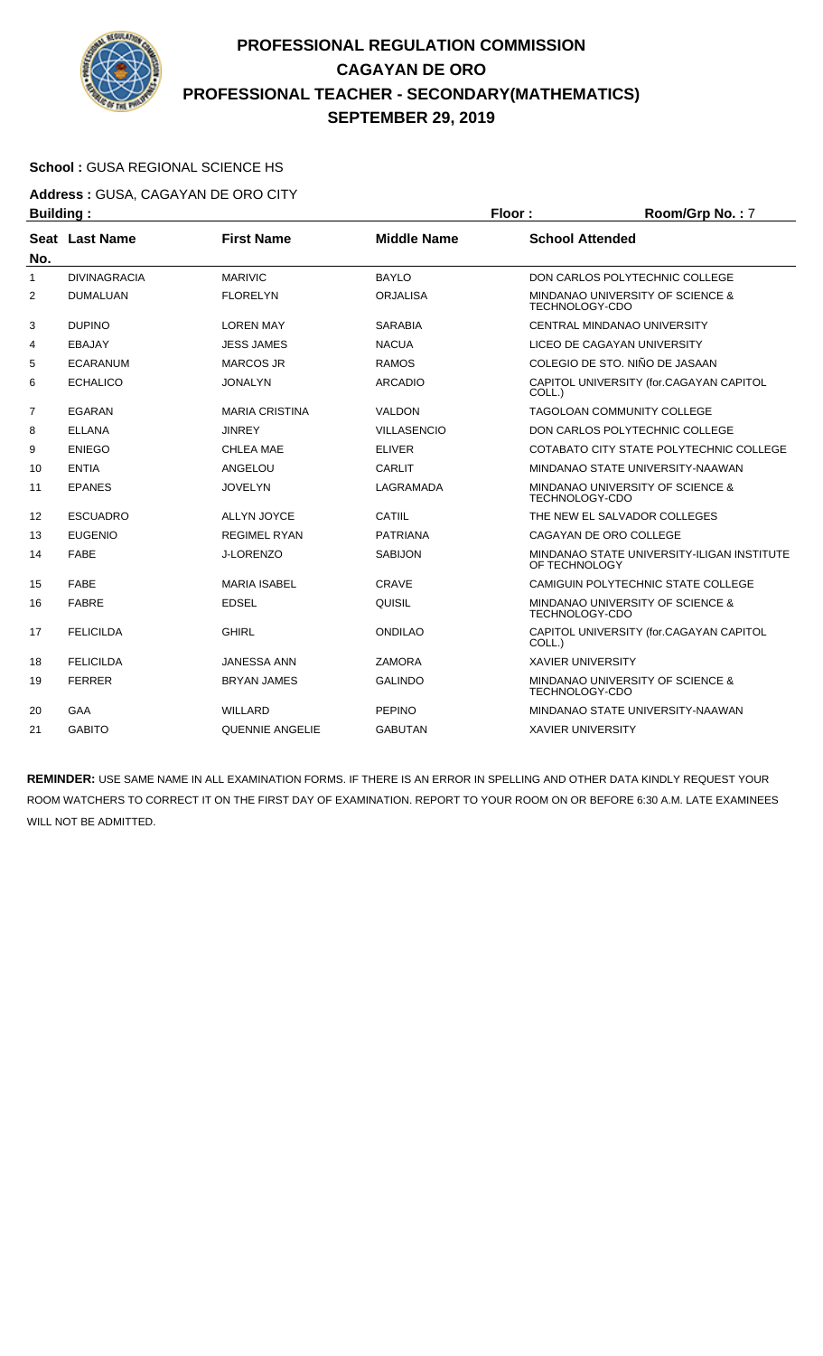# PROFESSIONAL REGULATION COMMISSION
# CAGAYAN DE ORO
# PROFESSIONAL TEACHER - SECONDARY(MATHEMATICS)
# SEPTEMBER 29, 2019

**School :** GUSA REGIONAL SCIENCE HS

**Address :** GUSA, CAGAYAN DE ORO CITY

**Building :** **Floor :** **Room/Grp No. :** 7

| Seat No. | Last Name | First Name | Middle Name | School Attended |
|---|---|---|---|---|
| 1 | DIVINAGRACIA | MARIVIC | BAYLO | DON CARLOS POLYTECHNIC COLLEGE |
| 2 | DUMALUAN | FLORELYN | ORJALISA | MINDANAO UNIVERSITY OF SCIENCE & TECHNOLOGY-CDO |
| 3 | DUPINO | LOREN MAY | SARABIA | CENTRAL MINDANAO UNIVERSITY |
| 4 | EBAJAY | JESS JAMES | NACUA | LICEO DE CAGAYAN UNIVERSITY |
| 5 | ECARANUM | MARCOS JR | RAMOS | COLEGIO DE STO. NIÑO DE JASAAN |
| 6 | ECHALICO | JONALYN | ARCADIO | CAPITOL UNIVERSITY (for.CAGAYAN CAPITOL COLL.) |
| 7 | EGARAN | MARIA CRISTINA | VALDON | TAGOLOAN COMMUNITY COLLEGE |
| 8 | ELLANA | JINREY | VILLASENCIO | DON CARLOS POLYTECHNIC COLLEGE |
| 9 | ENIEGO | CHLEA MAE | ELIVER | COTABATO CITY STATE POLYTECHNIC COLLEGE |
| 10 | ENTIA | ANGELOU | CARLIT | MINDANAO STATE UNIVERSITY-NAAWAN |
| 11 | EPANES | JOVELYN | LAGRAMADA | MINDANAO UNIVERSITY OF SCIENCE & TECHNOLOGY-CDO |
| 12 | ESCUADRO | ALLYN JOYCE | CATIIL | THE NEW EL SALVADOR COLLEGES |
| 13 | EUGENIO | REGIMEL RYAN | PATRIANA | CAGAYAN DE ORO COLLEGE |
| 14 | FABE | J-LORENZO | SABIJON | MINDANAO STATE UNIVERSITY-ILIGAN INSTITUTE OF TECHNOLOGY |
| 15 | FABE | MARIA ISABEL | CRAVE | CAMIGUIN POLYTECHNIC STATE COLLEGE |
| 16 | FABRE | EDSEL | QUISIL | MINDANAO UNIVERSITY OF SCIENCE & TECHNOLOGY-CDO |
| 17 | FELICILDA | GHIRL | ONDILAO | CAPITOL UNIVERSITY (for.CAGAYAN CAPITOL COLL.) |
| 18 | FELICILDA | JANESSA ANN | ZAMORA | XAVIER UNIVERSITY |
| 19 | FERRER | BRYAN JAMES | GALINDO | MINDANAO UNIVERSITY OF SCIENCE & TECHNOLOGY-CDO |
| 20 | GAA | WILLARD | PEPINO | MINDANAO STATE UNIVERSITY-NAAWAN |
| 21 | GABITO | QUENNIE ANGELIE | GABUTAN | XAVIER UNIVERSITY |

**REMINDER:** USE SAME NAME IN ALL EXAMINATION FORMS. IF THERE IS AN ERROR IN SPELLING AND OTHER DATA KINDLY REQUEST YOUR ROOM WATCHERS TO CORRECT IT ON THE FIRST DAY OF EXAMINATION. REPORT TO YOUR ROOM ON OR BEFORE 6:30 A.M. LATE EXAMINEES WILL NOT BE ADMITTED.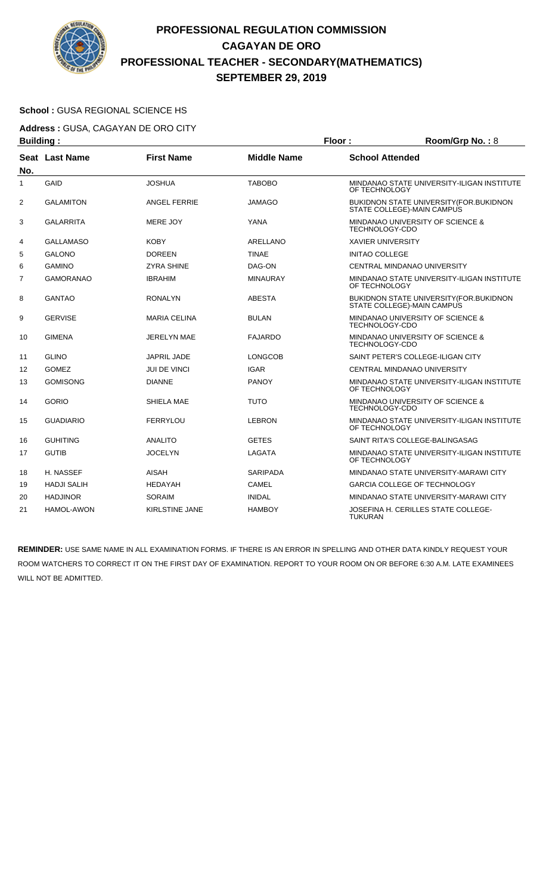# PROFESSIONAL REGULATION COMMISSION
## CAGAYAN DE ORO
## PROFESSIONAL TEACHER - SECONDARY(MATHEMATICS)
## SEPTEMBER 29, 2019

**School :** GUSA REGIONAL SCIENCE HS

**Address :** GUSA, CAGAYAN DE ORO CITY

**Building :** **Floor :** **Room/Grp No. :** 8

| Seat No. | Last Name | First Name | Middle Name | School Attended |
|---|---|---|---|---|
| 1 | GAID | JOSHUA | TABOBO | MINDANAO STATE UNIVERSITY-ILIGAN INSTITUTE OF TECHNOLOGY |
| 2 | GALAMITON | ANGEL FERRIE | JAMAGO | BUKIDNON STATE UNIVERSITY(FOR.BUKIDNON STATE COLLEGE)-MAIN CAMPUS |
| 3 | GALARRITA | MERE JOY | YANA | MINDANAO UNIVERSITY OF SCIENCE & TECHNOLOGY-CDO |
| 4 | GALLAMASO | KOBY | ARELLANO | XAVIER UNIVERSITY |
| 5 | GALONO | DOREEN | TINAE | INITAO COLLEGE |
| 6 | GAMINO | ZYRA SHINE | DAG-ON | CENTRAL MINDANAO UNIVERSITY |
| 7 | GAMORANAO | IBRAHIM | MINAURAY | MINDANAO STATE UNIVERSITY-ILIGAN INSTITUTE OF TECHNOLOGY |
| 8 | GANTAO | RONALYN | ABESTA | BUKIDNON STATE UNIVERSITY(FOR.BUKIDNON STATE COLLEGE)-MAIN CAMPUS |
| 9 | GERVISE | MARIA CELINA | BULAN | MINDANAO UNIVERSITY OF SCIENCE & TECHNOLOGY-CDO |
| 10 | GIMENA | JERELYN MAE | FAJARDO | MINDANAO UNIVERSITY OF SCIENCE & TECHNOLOGY-CDO |
| 11 | GLINO | JAPRIL JADE | LONGCOB | SAINT PETER'S COLLEGE-ILIGAN CITY |
| 12 | GOMEZ | JUI DE VINCI | IGAR | CENTRAL MINDANAO UNIVERSITY |
| 13 | GOMISONG | DIANNE | PANOY | MINDANAO STATE UNIVERSITY-ILIGAN INSTITUTE OF TECHNOLOGY |
| 14 | GORIO | SHIELA MAE | TUTO | MINDANAO UNIVERSITY OF SCIENCE & TECHNOLOGY-CDO |
| 15 | GUADIARIO | FERRYLOU | LEBRON | MINDANAO STATE UNIVERSITY-ILIGAN INSTITUTE OF TECHNOLOGY |
| 16 | GUHITING | ANALITO | GETES | SAINT RITA'S COLLEGE-BALINGASAG |
| 17 | GUTIB | JOCELYN | LAGATA | MINDANAO STATE UNIVERSITY-ILIGAN INSTITUTE OF TECHNOLOGY |
| 18 | H. NASSEF | AISAH | SARIPADA | MINDANAO STATE UNIVERSITY-MARAWI CITY |
| 19 | HADJI SALIH | HEDAYAH | CAMEL | GARCIA COLLEGE OF TECHNOLOGY |
| 20 | HADJINOR | SORAIM | INIDAL | MINDANAO STATE UNIVERSITY-MARAWI CITY |
| 21 | HAMOL-AWON | KIRLSTINE JANE | HAMBOY | JOSEFINA H. CERILLES STATE COLLEGE-TUKURAN |

**REMINDER:** USE SAME NAME IN ALL EXAMINATION FORMS. IF THERE IS AN ERROR IN SPELLING AND OTHER DATA KINDLY REQUEST YOUR ROOM WATCHERS TO CORRECT IT ON THE FIRST DAY OF EXAMINATION. REPORT TO YOUR ROOM ON OR BEFORE 6:30 A.M. LATE EXAMINEES WILL NOT BE ADMITTED.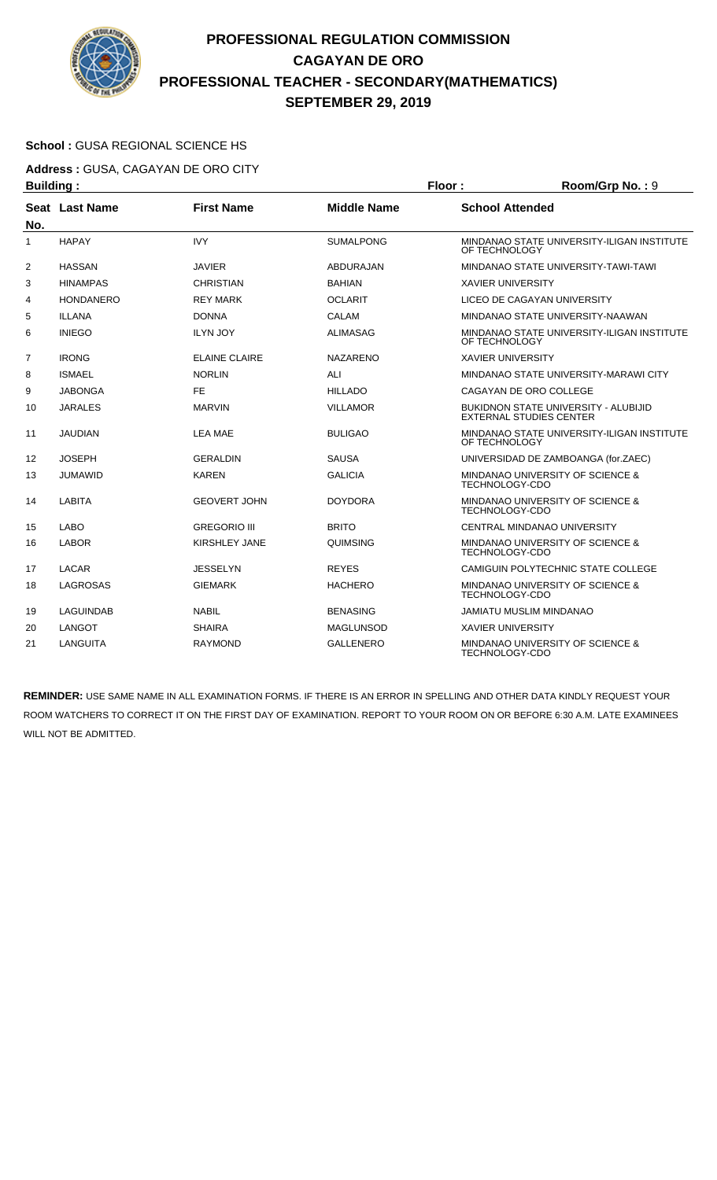# PROFESSIONAL REGULATION COMMISSION
## CAGAYAN DE ORO
## PROFESSIONAL TEACHER - SECONDARY(MATHEMATICS)
## SEPTEMBER 29, 2019

**School :** GUSA REGIONAL SCIENCE HS

**Address :** GUSA, CAGAYAN DE ORO CITY

**Building :** **Floor :** **Room/Grp No. :** 9

| Seat No. | Last Name | First Name | Middle Name | School Attended |
|---|---|---|---|---|
| 1 | HAPAY | IVY | SUMALPONG | MINDANAO STATE UNIVERSITY-ILIGAN INSTITUTE OF TECHNOLOGY |
| 2 | HASSAN | JAVIER | ABDURAJAN | MINDANAO STATE UNIVERSITY-TAWI-TAWI |
| 3 | HINAMPAS | CHRISTIAN | BAHIAN | XAVIER UNIVERSITY |
| 4 | HONDANERO | REY MARK | OCLARIT | LICEO DE CAGAYAN UNIVERSITY |
| 5 | ILLANA | DONNA | CALAM | MINDANAO STATE UNIVERSITY-NAAWAN |
| 6 | INIEGO | ILYN JOY | ALIMASAG | MINDANAO STATE UNIVERSITY-ILIGAN INSTITUTE OF TECHNOLOGY |
| 7 | IRONG | ELAINE CLAIRE | NAZARENO | XAVIER UNIVERSITY |
| 8 | ISMAEL | NORLIN | ALI | MINDANAO STATE UNIVERSITY-MARAWI CITY |
| 9 | JABONGA | FE | HILLADO | CAGAYAN DE ORO COLLEGE |
| 10 | JARALES | MARVIN | VILLAMOR | BUKIDNON STATE UNIVERSITY - ALUBIJID EXTERNAL STUDIES CENTER |
| 11 | JAUDIAN | LEA MAE | BULIGAO | MINDANAO STATE UNIVERSITY-ILIGAN INSTITUTE OF TECHNOLOGY |
| 12 | JOSEPH | GERALDIN | SAUSA | UNIVERSIDAD DE ZAMBOANGA (for.ZAEC) |
| 13 | JUMAWID | KAREN | GALICIA | MINDANAO UNIVERSITY OF SCIENCE & TECHNOLOGY-CDO |
| 14 | LABITA | GEOVERT JOHN | DOYDORA | MINDANAO UNIVERSITY OF SCIENCE & TECHNOLOGY-CDO |
| 15 | LABO | GREGORIO III | BRITO | CENTRAL MINDANAO UNIVERSITY |
| 16 | LABOR | KIRSHLEY JANE | QUIMSING | MINDANAO UNIVERSITY OF SCIENCE & TECHNOLOGY-CDO |
| 17 | LACAR | JESSELYN | REYES | CAMIGUIN POLYTECHNIC STATE COLLEGE |
| 18 | LAGROSAS | GIEMARK | HACHERO | MINDANAO UNIVERSITY OF SCIENCE & TECHNOLOGY-CDO |
| 19 | LAGUINDAB | NABIL | BENASING | JAMIATU MUSLIM MINDANAO |
| 20 | LANGOT | SHAIRA | MAGLUNSOD | XAVIER UNIVERSITY |
| 21 | LANGUITA | RAYMOND | GALLENERO | MINDANAO UNIVERSITY OF SCIENCE & TECHNOLOGY-CDO |

**REMINDER:** USE SAME NAME IN ALL EXAMINATION FORMS. IF THERE IS AN ERROR IN SPELLING AND OTHER DATA KINDLY REQUEST YOUR ROOM WATCHERS TO CORRECT IT ON THE FIRST DAY OF EXAMINATION. REPORT TO YOUR ROOM ON OR BEFORE 6:30 A.M. LATE EXAMINEES WILL NOT BE ADMITTED.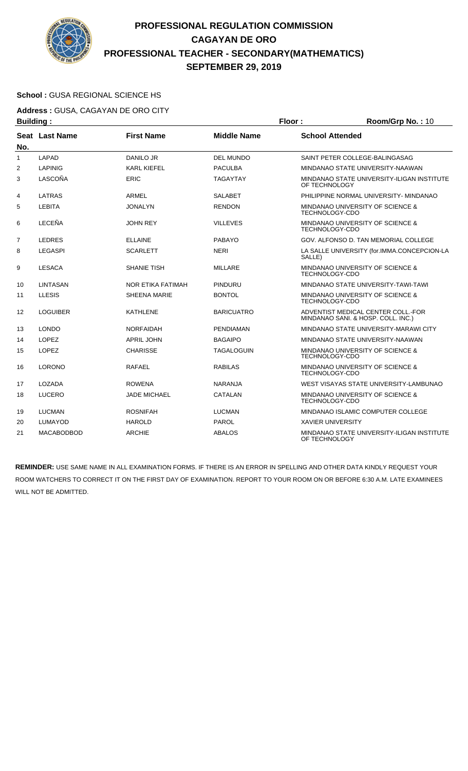# PROFESSIONAL REGULATION COMMISSION
# CAGAYAN DE ORO
# PROFESSIONAL TEACHER - SECONDARY(MATHEMATICS)
# SEPTEMBER 29, 2019

**School :** GUSA REGIONAL SCIENCE HS

**Address :** GUSA, CAGAYAN DE ORO CITY

**Building :** **Floor :** **Room/Grp No. :** 10

| Seat No. | Last Name | First Name | Middle Name | School Attended |
|---|---|---|---|---|
| 1 | LAPAD | DANILO JR | DEL MUNDO | SAINT PETER COLLEGE-BALINGASAG |
| 2 | LAPINIG | KARL KIEFEL | PACULBA | MINDANAO STATE UNIVERSITY-NAAWAN |
| 3 | LASCOÑA | ERIC | TAGAYTAY | MINDANAO STATE UNIVERSITY-ILIGAN INSTITUTE OF TECHNOLOGY |
| 4 | LATRAS | ARMEL | SALABET | PHILIPPINE NORMAL UNIVERSITY- MINDANAO |
| 5 | LEBITA | JONALYN | RENDON | MINDANAO UNIVERSITY OF SCIENCE & TECHNOLOGY-CDO |
| 6 | LECEÑA | JOHN REY | VILLEVES | MINDANAO UNIVERSITY OF SCIENCE & TECHNOLOGY-CDO |
| 7 | LEDRES | ELLAINE | PABAYO | GOV. ALFONSO D. TAN MEMORIAL COLLEGE |
| 8 | LEGASPI | SCARLETT | NERI | LA SALLE UNIVERSITY (for.IMMA.CONCEPCION-LA SALLE) |
| 9 | LESACA | SHANIE TISH | MILLARE | MINDANAO UNIVERSITY OF SCIENCE & TECHNOLOGY-CDO |
| 10 | LINTASAN | NOR ETIKA FATIMAH | PINDURU | MINDANAO STATE UNIVERSITY-TAWI-TAWI |
| 11 | LLESIS | SHEENA MARIE | BONTOL | MINDANAO UNIVERSITY OF SCIENCE & TECHNOLOGY-CDO |
| 12 | LOGUIBER | KATHLENE | BARICUATRO | ADVENTIST MEDICAL CENTER COLL.-FOR MINDANAO SANI. & HOSP. COLL. INC.) |
| 13 | LONDO | NORFAIDAH | PENDIAMAN | MINDANAO STATE UNIVERSITY-MARAWI CITY |
| 14 | LOPEZ | APRIL JOHN | BAGAIPO | MINDANAO STATE UNIVERSITY-NAAWAN |
| 15 | LOPEZ | CHARISSE | TAGALOGUIN | MINDANAO UNIVERSITY OF SCIENCE & TECHNOLOGY-CDO |
| 16 | LORONO | RAFAEL | RABILAS | MINDANAO UNIVERSITY OF SCIENCE & TECHNOLOGY-CDO |
| 17 | LOZADA | ROWENA | NARANJA | WEST VISAYAS STATE UNIVERSITY-LAMBUNAO |
| 18 | LUCERO | JADE MICHAEL | CATALAN | MINDANAO UNIVERSITY OF SCIENCE & TECHNOLOGY-CDO |
| 19 | LUCMAN | ROSNIFAH | LUCMAN | MINDANAO ISLAMIC COMPUTER COLLEGE |
| 20 | LUMAYOD | HAROLD | PAROL | XAVIER UNIVERSITY |
| 21 | MACABODBOD | ARCHIE | ABALOS | MINDANAO STATE UNIVERSITY-ILIGAN INSTITUTE OF TECHNOLOGY |

**REMINDER:** USE SAME NAME IN ALL EXAMINATION FORMS. IF THERE IS AN ERROR IN SPELLING AND OTHER DATA KINDLY REQUEST YOUR ROOM WATCHERS TO CORRECT IT ON THE FIRST DAY OF EXAMINATION. REPORT TO YOUR ROOM ON OR BEFORE 6:30 A.M. LATE EXAMINEES WILL NOT BE ADMITTED.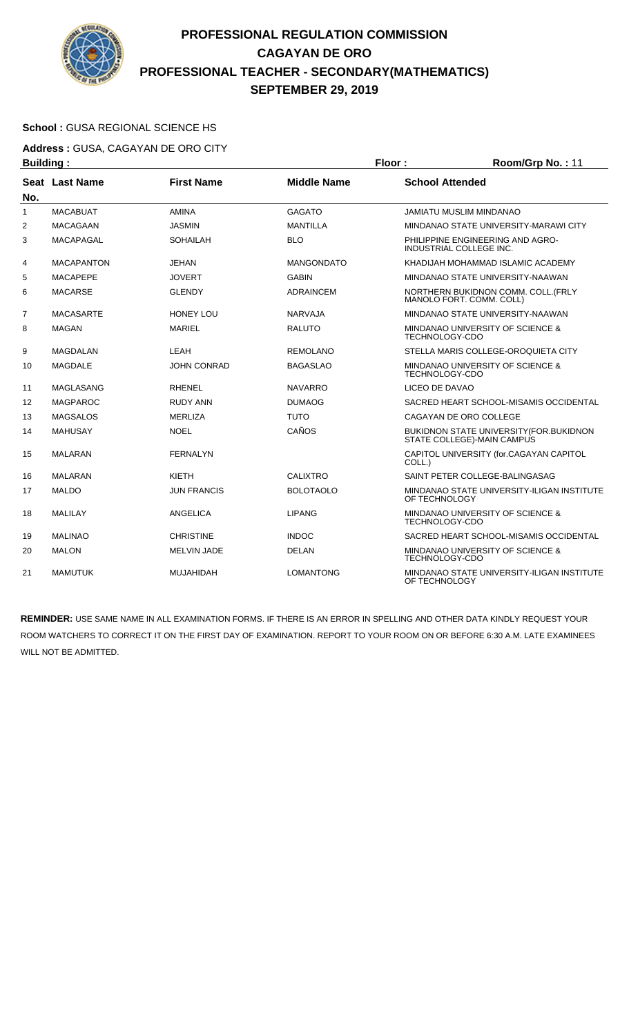# PROFESSIONAL REGULATION COMMISSION
# CAGAYAN DE ORO
# PROFESSIONAL TEACHER - SECONDARY(MATHEMATICS)
# SEPTEMBER 29, 2019

**School :** GUSA REGIONAL SCIENCE HS

**Address :** GUSA, CAGAYAN DE ORO CITY

**Building :** | **Floor :** | **Room/Grp No. :** 11

| Seat No. | Last Name | First Name | Middle Name | School Attended |
|---|---|---|---|---|
| 1 | MACABUAT | AMINA | GAGATO | JAMIATU MUSLIM MINDANAO |
| 2 | MACAGAAN | JASMIN | MANTILLA | MINDANAO STATE UNIVERSITY-MARAWI CITY |
| 3 | MACAPAGAL | SOHAILAH | BLO | PHILIPPINE ENGINEERING AND AGRO-INDUSTRIAL COLLEGE INC. |
| 4 | MACAPANTON | JEHAN | MANGONDATO | KHADIJAH MOHAMMAD ISLAMIC ACADEMY |
| 5 | MACAPEPE | JOVERT | GABIN | MINDANAO STATE UNIVERSITY-NAAWAN |
| 6 | MACARSE | GLENDY | ADRAINCEM | NORTHERN BUKIDNON COMM. COLL.(FRLY MANOLO FORT. COMM. COLL) |
| 7 | MACASARTE | HONEY LOU | NARVAJA | MINDANAO STATE UNIVERSITY-NAAWAN |
| 8 | MAGAN | MARIEL | RALUTO | MINDANAO UNIVERSITY OF SCIENCE & TECHNOLOGY-CDO |
| 9 | MAGDALAN | LEAH | REMOLANO | STELLA MARIS COLLEGE-OROQUIETA CITY |
| 10 | MAGDALE | JOHN CONRAD | BAGASLAO | MINDANAO UNIVERSITY OF SCIENCE & TECHNOLOGY-CDO |
| 11 | MAGLASANG | RHENEL | NAVARRO | LICEO DE DAVAO |
| 12 | MAGPAROC | RUDY ANN | DUMAOG | SACRED HEART SCHOOL-MISAMIS OCCIDENTAL |
| 13 | MAGSALOS | MERLIZA | TUTO | CAGAYAN DE ORO COLLEGE |
| 14 | MAHUSAY | NOEL | CAÑOS | BUKIDNON STATE UNIVERSITY(FOR.BUKIDNON STATE COLLEGE)-MAIN CAMPUS |
| 15 | MALARAN | FERNALYN | | CAPITOL UNIVERSITY (for.CAGAYAN CAPITOL COLL.) |
| 16 | MALARAN | KIETH | CALIXTRO | SAINT PETER COLLEGE-BALINGASAG |
| 17 | MALDO | JUN FRANCIS | BOLOTAOLO | MINDANAO STATE UNIVERSITY-ILIGAN INSTITUTE OF TECHNOLOGY |
| 18 | MALILAY | ANGELICA | LIPANG | MINDANAO UNIVERSITY OF SCIENCE & TECHNOLOGY-CDO |
| 19 | MALINAO | CHRISTINE | INDOC | SACRED HEART SCHOOL-MISAMIS OCCIDENTAL |
| 20 | MALON | MELVIN JADE | DELAN | MINDANAO UNIVERSITY OF SCIENCE & TECHNOLOGY-CDO |
| 21 | MAMUTUK | MUJAHIDAH | LOMANTONG | MINDANAO STATE UNIVERSITY-ILIGAN INSTITUTE OF TECHNOLOGY |

**REMINDER:** USE SAME NAME IN ALL EXAMINATION FORMS. IF THERE IS AN ERROR IN SPELLING AND OTHER DATA KINDLY REQUEST YOUR ROOM WATCHERS TO CORRECT IT ON THE FIRST DAY OF EXAMINATION. REPORT TO YOUR ROOM ON OR BEFORE 6:30 A.M. LATE EXAMINEES WILL NOT BE ADMITTED.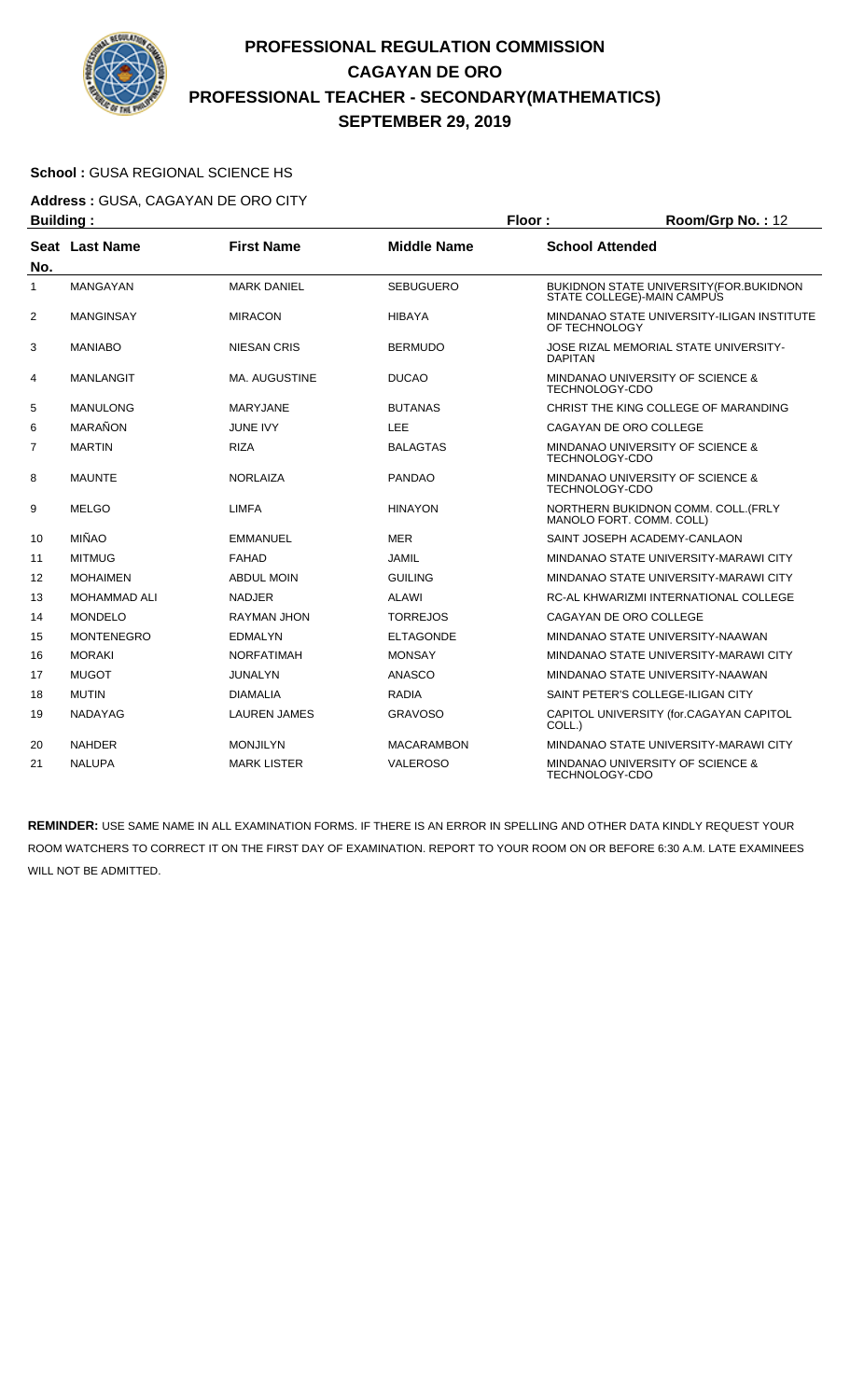# PROFESSIONAL REGULATION COMMISSION
# CAGAYAN DE ORO
# PROFESSIONAL TEACHER - SECONDARY(MATHEMATICS)
# SEPTEMBER 29, 2019

**School :** GUSA REGIONAL SCIENCE HS

**Address :** GUSA, CAGAYAN DE ORO CITY

**Building :** **Floor :** **Room/Grp No. :** 12

| Seat No. | Last Name | First Name | Middle Name | School Attended |
|---|---|---|---|---|
| 1 | MANGAYAN | MARK DANIEL | SEBUGUERO | BUKIDNON STATE UNIVERSITY(FOR.BUKIDNON STATE COLLEGE)-MAIN CAMPUS |
| 2 | MANGINSAY | MIRACON | HIBAYA | MINDANAO STATE UNIVERSITY-ILIGAN INSTITUTE OF TECHNOLOGY |
| 3 | MANIABO | NIESAN CRIS | BERMUDO | JOSE RIZAL MEMORIAL STATE UNIVERSITY-DAPITAN |
| 4 | MANLANGIT | MA. AUGUSTINE | DUCAO | MINDANAO UNIVERSITY OF SCIENCE & TECHNOLOGY-CDO |
| 5 | MANULONG | MARYJANE | BUTANAS | CHRIST THE KING COLLEGE OF MARANDING |
| 6 | MARAÑON | JUNE IVY | LEE | CAGAYAN DE ORO COLLEGE |
| 7 | MARTIN | RIZA | BALAGTAS | MINDANAO UNIVERSITY OF SCIENCE & TECHNOLOGY-CDO |
| 8 | MAUNTE | NORLAIZA | PANDAO | MINDANAO UNIVERSITY OF SCIENCE & TECHNOLOGY-CDO |
| 9 | MELGO | LIMFA | HINAYON | NORTHERN BUKIDNON COMM. COLL.(FRLY MANOLO FORT. COMM. COLL) |
| 10 | MIÑAO | EMMANUEL | MER | SAINT JOSEPH ACADEMY-CANLAON |
| 11 | MITMUG | FAHAD | JAMIL | MINDANAO STATE UNIVERSITY-MARAWI CITY |
| 12 | MOHAIMEN | ABDUL MOIN | GUILING | MINDANAO STATE UNIVERSITY-MARAWI CITY |
| 13 | MOHAMMAD ALI | NADJER | ALAWI | RC-AL KHWARIZMI INTERNATIONAL COLLEGE |
| 14 | MONDELO | RAYMAN JHON | TORREJOS | CAGAYAN DE ORO COLLEGE |
| 15 | MONTENEGRO | EDMALYN | ELTAGONDE | MINDANAO STATE UNIVERSITY-NAAWAN |
| 16 | MORAKI | NORFATIMAH | MONSAY | MINDANAO STATE UNIVERSITY-MARAWI CITY |
| 17 | MUGOT | JUNALYN | ANASCO | MINDANAO STATE UNIVERSITY-NAAWAN |
| 18 | MUTIN | DIAMALIA | RADIA | SAINT PETER'S COLLEGE-ILIGAN CITY |
| 19 | NADAYAG | LAUREN JAMES | GRAVOSO | CAPITOL UNIVERSITY (for.CAGAYAN CAPITOL COLL.) |
| 20 | NAHDER | MONJILYN | MACARAMBON | MINDANAO STATE UNIVERSITY-MARAWI CITY |
| 21 | NALUPA | MARK LISTER | VALEROSO | MINDANAO UNIVERSITY OF SCIENCE & TECHNOLOGY-CDO |

**REMINDER:** USE SAME NAME IN ALL EXAMINATION FORMS. IF THERE IS AN ERROR IN SPELLING AND OTHER DATA KINDLY REQUEST YOUR ROOM WATCHERS TO CORRECT IT ON THE FIRST DAY OF EXAMINATION. REPORT TO YOUR ROOM ON OR BEFORE 6:30 A.M. LATE EXAMINEES WILL NOT BE ADMITTED.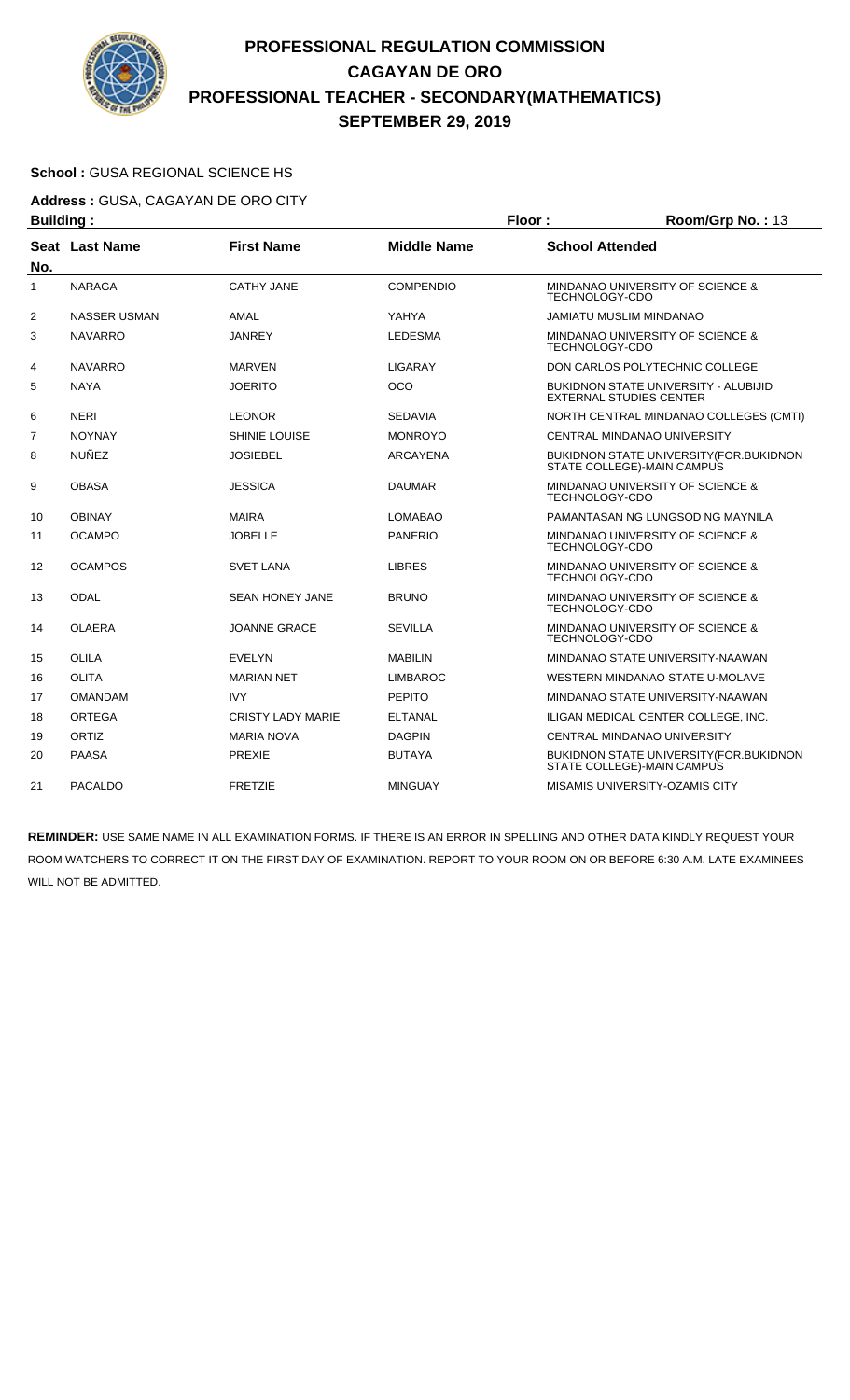# PROFESSIONAL REGULATION COMMISSION
## CAGAYAN DE ORO
## PROFESSIONAL TEACHER - SECONDARY(MATHEMATICS)
## SEPTEMBER 29, 2019

**School :** GUSA REGIONAL SCIENCE HS

**Address :** GUSA, CAGAYAN DE ORO CITY

**Building :** **Floor :** **Room/Grp No. :** 13

| Seat No. | Last Name | First Name | Middle Name | School Attended |
|---|---|---|---|---|
| 1 | NARAGA | CATHY JANE | COMPENDIO | MINDANAO UNIVERSITY OF SCIENCE & TECHNOLOGY-CDO |
| 2 | NASSER USMAN | AMAL | YAHYA | JAMIATU MUSLIM MINDANAO |
| 3 | NAVARRO | JANREY | LEDESMA | MINDANAO UNIVERSITY OF SCIENCE & TECHNOLOGY-CDO |
| 4 | NAVARRO | MARVEN | LIGARAY | DON CARLOS POLYTECHNIC COLLEGE |
| 5 | NAYA | JOERITO | OCO | BUKIDNON STATE UNIVERSITY - ALUBIJID EXTERNAL STUDIES CENTER |
| 6 | NERI | LEONOR | SEDAVIA | NORTH CENTRAL MINDANAO COLLEGES (CMTI) |
| 7 | NOYNAY | SHINIE LOUISE | MONROYO | CENTRAL MINDANAO UNIVERSITY |
| 8 | NUÑEZ | JOSIEBEL | ARCAYENA | BUKIDNON STATE UNIVERSITY(FOR.BUKIDNON STATE COLLEGE)-MAIN CAMPUS |
| 9 | OBASA | JESSICA | DAUMAR | MINDANAO UNIVERSITY OF SCIENCE & TECHNOLOGY-CDO |
| 10 | OBINAY | MAIRA | LOMABAO | PAMANTASAN NG LUNGSOD NG MAYNILA |
| 11 | OCAMPO | JOBELLE | PANERIO | MINDANAO UNIVERSITY OF SCIENCE & TECHNOLOGY-CDO |
| 12 | OCAMPOS | SVET LANA | LIBRES | MINDANAO UNIVERSITY OF SCIENCE & TECHNOLOGY-CDO |
| 13 | ODAL | SEAN HONEY JANE | BRUNO | MINDANAO UNIVERSITY OF SCIENCE & TECHNOLOGY-CDO |
| 14 | OLAERA | JOANNE GRACE | SEVILLA | MINDANAO UNIVERSITY OF SCIENCE & TECHNOLOGY-CDO |
| 15 | OLILA | EVELYN | MABILIN | MINDANAO STATE UNIVERSITY-NAAWAN |
| 16 | OLITA | MARIAN NET | LIMBAROC | WESTERN MINDANAO STATE U-MOLAVE |
| 17 | OMANDAM | IVY | PEPITO | MINDANAO STATE UNIVERSITY-NAAWAN |
| 18 | ORTEGA | CRISTY LADY MARIE | ELTANAL | ILIGAN MEDICAL CENTER COLLEGE, INC. |
| 19 | ORTIZ | MARIA NOVA | DAGPIN | CENTRAL MINDANAO UNIVERSITY |
| 20 | PAASA | PREXIE | BUTAYA | BUKIDNON STATE UNIVERSITY(FOR.BUKIDNON STATE COLLEGE)-MAIN CAMPUS |
| 21 | PACALDO | FRETZIE | MINGUAY | MISAMIS UNIVERSITY-OZAMIS CITY |

**REMINDER:** USE SAME NAME IN ALL EXAMINATION FORMS. IF THERE IS AN ERROR IN SPELLING AND OTHER DATA KINDLY REQUEST YOUR ROOM WATCHERS TO CORRECT IT ON THE FIRST DAY OF EXAMINATION. REPORT TO YOUR ROOM ON OR BEFORE 6:30 A.M. LATE EXAMINEES WILL NOT BE ADMITTED.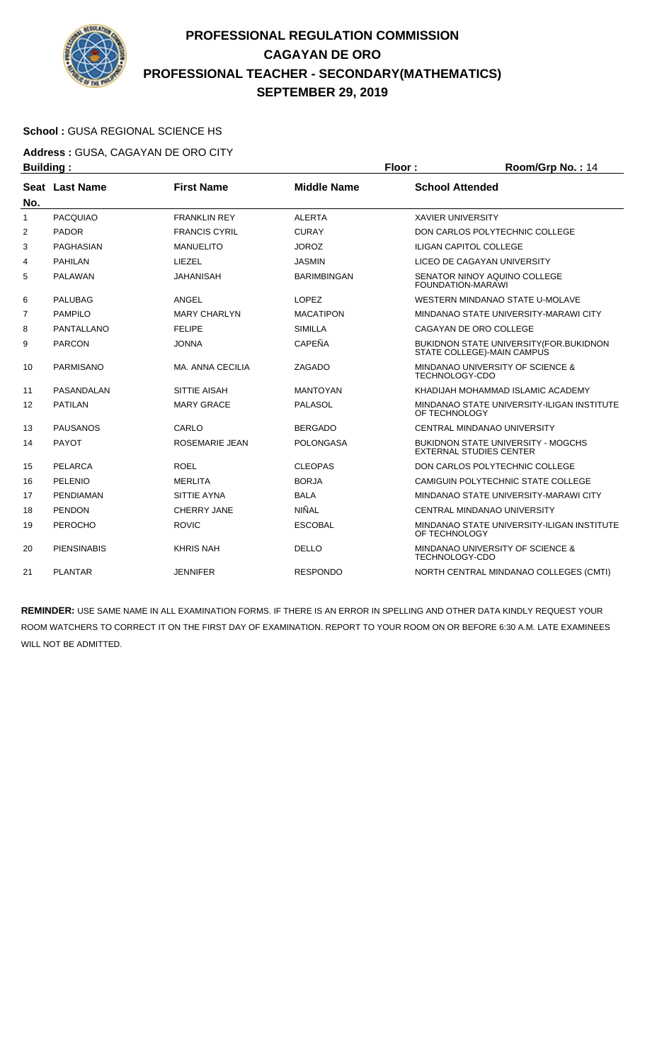# PROFESSIONAL REGULATION COMMISSION
## CAGAYAN DE ORO
## PROFESSIONAL TEACHER - SECONDARY(MATHEMATICS)
## SEPTEMBER 29, 2019

**School :** GUSA REGIONAL SCIENCE HS

**Address :** GUSA, CAGAYAN DE ORO CITY

**Building :** **Floor :** **Room/Grp No. :** 14

| Seat No. | Last Name | First Name | Middle Name | School Attended |
|---|---|---|---|---|
| 1 | PACQUIAO | FRANKLIN REY | ALERTA | XAVIER UNIVERSITY |
| 2 | PADOR | FRANCIS CYRIL | CURAY | DON CARLOS POLYTECHNIC COLLEGE |
| 3 | PAGHASIAN | MANUELITO | JOROZ | ILIGAN CAPITOL COLLEGE |
| 4 | PAHILAN | LIEZEL | JASMIN | LICEO DE CAGAYAN UNIVERSITY |
| 5 | PALAWAN | JAHANISAH | BARIMBINGAN | SENATOR NINOY AQUINO COLLEGE FOUNDATION-MARAWI |
| 6 | PALUBAG | ANGEL | LOPEZ | WESTERN MINDANAO STATE U-MOLAVE |
| 7 | PAMPILO | MARY CHARLYN | MACATIPON | MINDANAO STATE UNIVERSITY-MARAWI CITY |
| 8 | PANTALLANO | FELIPE | SIMILLA | CAGAYAN DE ORO COLLEGE |
| 9 | PARCON | JONNA | CAPEÑA | BUKIDNON STATE UNIVERSITY(FOR.BUKIDNON STATE COLLEGE)-MAIN CAMPUS |
| 10 | PARMISANO | MA. ANNA CECILIA | ZAGADO | MINDANAO UNIVERSITY OF SCIENCE & TECHNOLOGY-CDO |
| 11 | PASANDALAN | SITTIE AISAH | MANTOYAN | KHADIJAH MOHAMMAD ISLAMIC ACADEMY |
| 12 | PATILAN | MARY GRACE | PALASOL | MINDANAO STATE UNIVERSITY-ILIGAN INSTITUTE OF TECHNOLOGY |
| 13 | PAUSANOS | CARLO | BERGADO | CENTRAL MINDANAO UNIVERSITY |
| 14 | PAYOT | ROSEMARIE JEAN | POLONGASA | BUKIDNON STATE UNIVERSITY - MOGCHS EXTERNAL STUDIES CENTER |
| 15 | PELARCA | ROEL | CLEOPAS | DON CARLOS POLYTECHNIC COLLEGE |
| 16 | PELENIO | MERLITA | BORJA | CAMIGUIN POLYTECHNIC STATE COLLEGE |
| 17 | PENDIAMAN | SITTIE AYNA | BALA | MINDANAO STATE UNIVERSITY-MARAWI CITY |
| 18 | PENDON | CHERRY JANE | NIÑAL | CENTRAL MINDANAO UNIVERSITY |
| 19 | PEROCHO | ROVIC | ESCOBAL | MINDANAO STATE UNIVERSITY-ILIGAN INSTITUTE OF TECHNOLOGY |
| 20 | PIENSINABIS | KHRIS NAH | DELLO | MINDANAO UNIVERSITY OF SCIENCE & TECHNOLOGY-CDO |
| 21 | PLANTAR | JENNIFER | RESPONDO | NORTH CENTRAL MINDANAO COLLEGES (CMTI) |

**REMINDER:** USE SAME NAME IN ALL EXAMINATION FORMS. IF THERE IS AN ERROR IN SPELLING AND OTHER DATA KINDLY REQUEST YOUR ROOM WATCHERS TO CORRECT IT ON THE FIRST DAY OF EXAMINATION. REPORT TO YOUR ROOM ON OR BEFORE 6:30 A.M. LATE EXAMINEES WILL NOT BE ADMITTED.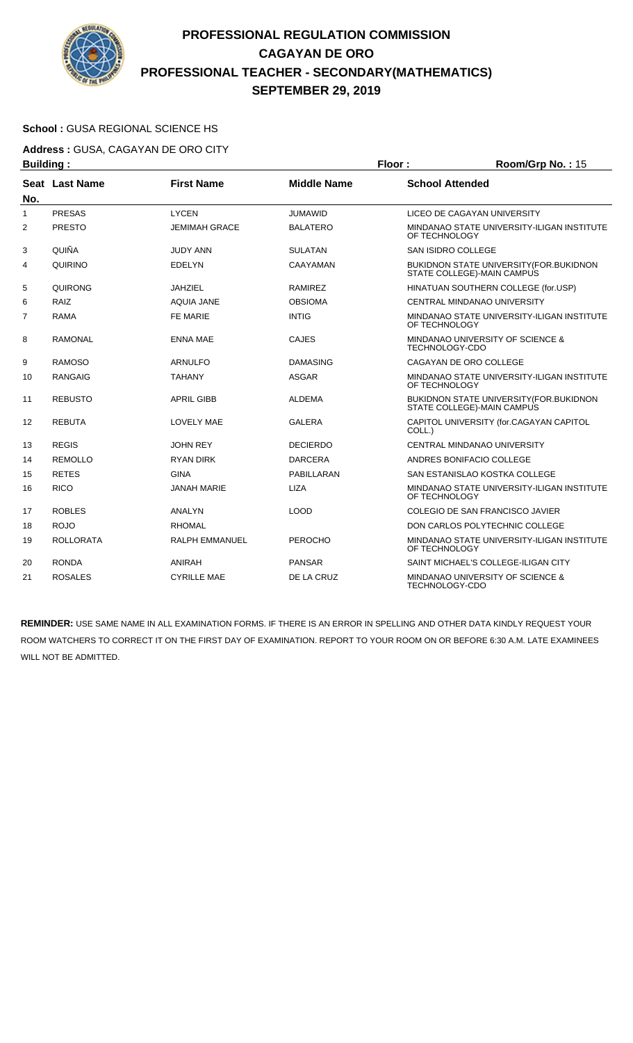# PROFESSIONAL REGULATION COMMISSION
# CAGAYAN DE ORO
# PROFESSIONAL TEACHER - SECONDARY(MATHEMATICS)
# SEPTEMBER 29, 2019

**School :** GUSA REGIONAL SCIENCE HS

**Address :** GUSA, CAGAYAN DE ORO CITY

**Building :** **Floor :** **Room/Grp No. :** 15

| Seat No. | Last Name | First Name | Middle Name | School Attended |
|---|---|---|---|---|
| 1 | PRESAS | LYCEN | JUMAWID | LICEO DE CAGAYAN UNIVERSITY |
| 2 | PRESTO | JEMIMAH GRACE | BALATERO | MINDANAO STATE UNIVERSITY-ILIGAN INSTITUTE OF TECHNOLOGY |
| 3 | QUIÑA | JUDY ANN | SULATAN | SAN ISIDRO COLLEGE |
| 4 | QUIRINO | EDELYN | CAAYAMAN | BUKIDNON STATE UNIVERSITY(FOR.BUKIDNON STATE COLLEGE)-MAIN CAMPUS |
| 5 | QUIRONG | JAHZIEL | RAMIREZ | HINATUAN SOUTHERN COLLEGE (for.USP) |
| 6 | RAIZ | AQUIA JANE | OBSIOMA | CENTRAL MINDANAO UNIVERSITY |
| 7 | RAMA | FE MARIE | INTIG | MINDANAO STATE UNIVERSITY-ILIGAN INSTITUTE OF TECHNOLOGY |
| 8 | RAMONAL | ENNA MAE | CAJES | MINDANAO UNIVERSITY OF SCIENCE & TECHNOLOGY-CDO |
| 9 | RAMOSO | ARNULFO | DAMASING | CAGAYAN DE ORO COLLEGE |
| 10 | RANGAIG | TAHANY | ASGAR | MINDANAO STATE UNIVERSITY-ILIGAN INSTITUTE OF TECHNOLOGY |
| 11 | REBUSTO | APRIL GIBB | ALDEMA | BUKIDNON STATE UNIVERSITY(FOR.BUKIDNON STATE COLLEGE)-MAIN CAMPUS |
| 12 | REBUTA | LOVELY MAE | GALERA | CAPITOL UNIVERSITY (for.CAGAYAN CAPITOL COLL.) |
| 13 | REGIS | JOHN REY | DECIERDO | CENTRAL MINDANAO UNIVERSITY |
| 14 | REMOLLO | RYAN DIRK | DARCERA | ANDRES BONIFACIO COLLEGE |
| 15 | RETES | GINA | PABILLARAN | SAN ESTANISLAO KOSTKA COLLEGE |
| 16 | RICO | JANAH MARIE | LIZA | MINDANAO STATE UNIVERSITY-ILIGAN INSTITUTE OF TECHNOLOGY |
| 17 | ROBLES | ANALYN | LOOD | COLEGIO DE SAN FRANCISCO JAVIER |
| 18 | ROJO | RHOMAL | | DON CARLOS POLYTECHNIC COLLEGE |
| 19 | ROLLORATA | RALPH EMMANUEL | PEROCHO | MINDANAO STATE UNIVERSITY-ILIGAN INSTITUTE OF TECHNOLOGY |
| 20 | RONDA | ANIRAH | PANSAR | SAINT MICHAEL'S COLLEGE-ILIGAN CITY |
| 21 | ROSALES | CYRILLE MAE | DE LA CRUZ | MINDANAO UNIVERSITY OF SCIENCE & TECHNOLOGY-CDO |

**REMINDER:** USE SAME NAME IN ALL EXAMINATION FORMS. IF THERE IS AN ERROR IN SPELLING AND OTHER DATA KINDLY REQUEST YOUR ROOM WATCHERS TO CORRECT IT ON THE FIRST DAY OF EXAMINATION. REPORT TO YOUR ROOM ON OR BEFORE 6:30 A.M. LATE EXAMINEES WILL NOT BE ADMITTED.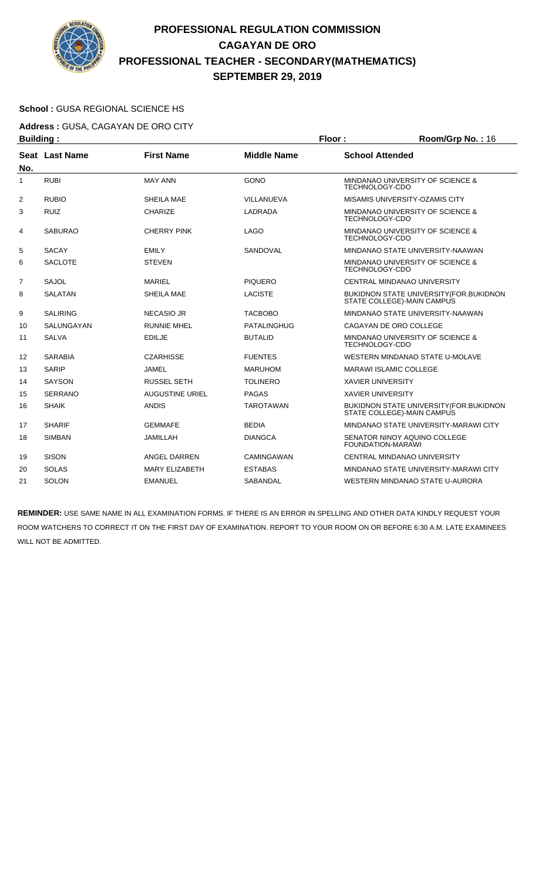# PROFESSIONAL REGULATION COMMISSION
## CAGAYAN DE ORO
## PROFESSIONAL TEACHER - SECONDARY(MATHEMATICS)
## SEPTEMBER 29, 2019

**School :** GUSA REGIONAL SCIENCE HS

**Address :** GUSA, CAGAYAN DE ORO CITY

**Building :** **Floor :** **Room/Grp No. :** 16

| Seat No. | Last Name | First Name | Middle Name | School Attended |
|---|---|---|---|---|
| 1 | RUBI | MAY ANN | GONO | MINDANAO UNIVERSITY OF SCIENCE & TECHNOLOGY-CDO |
| 2 | RUBIO | SHEILA MAE | VILLANUEVA | MISAMIS UNIVERSITY-OZAMIS CITY |
| 3 | RUIZ | CHARIZE | LADRADA | MINDANAO UNIVERSITY OF SCIENCE & TECHNOLOGY-CDO |
| 4 | SABURAO | CHERRY PINK | LAGO | MINDANAO UNIVERSITY OF SCIENCE & TECHNOLOGY-CDO |
| 5 | SACAY | EMILY | SANDOVAL | MINDANAO STATE UNIVERSITY-NAAWAN |
| 6 | SACLOTE | STEVEN | | MINDANAO UNIVERSITY OF SCIENCE & TECHNOLOGY-CDO |
| 7 | SAJOL | MARIEL | PIQUERO | CENTRAL MINDANAO UNIVERSITY |
| 8 | SALATAN | SHEILA MAE | LACISTE | BUKIDNON STATE UNIVERSITY(FOR.BUKIDNON STATE COLLEGE)-MAIN CAMPUS |
| 9 | SALIRING | NECASIO JR | TACBOBO | MINDANAO STATE UNIVERSITY-NAAWAN |
| 10 | SALUNGAYAN | RUNNIE MHEL | PATALINGHUG | CAGAYAN DE ORO COLLEGE |
| 11 | SALVA | EDILJE | BUTALID | MINDANAO UNIVERSITY OF SCIENCE & TECHNOLOGY-CDO |
| 12 | SARABIA | CZARHISSE | FUENTES | WESTERN MINDANAO STATE U-MOLAVE |
| 13 | SARIP | JAMEL | MARUHOM | MARAWI ISLAMIC COLLEGE |
| 14 | SAYSON | RUSSEL SETH | TOLINERO | XAVIER UNIVERSITY |
| 15 | SERRANO | AUGUSTINE URIEL | PAGAS | XAVIER UNIVERSITY |
| 16 | SHAIK | ANDIS | TAROTAWAN | BUKIDNON STATE UNIVERSITY(FOR.BUKIDNON STATE COLLEGE)-MAIN CAMPUS |
| 17 | SHARIF | GEMMAFE | BEDIA | MINDANAO STATE UNIVERSITY-MARAWI CITY |
| 18 | SIMBAN | JAMILLAH | DIANGCA | SENATOR NINOY AQUINO COLLEGE FOUNDATION-MARAWI |
| 19 | SISON | ANGEL DARREN | CAMINGAWAN | CENTRAL MINDANAO UNIVERSITY |
| 20 | SOLAS | MARY ELIZABETH | ESTABAS | MINDANAO STATE UNIVERSITY-MARAWI CITY |
| 21 | SOLON | EMANUEL | SABANDAL | WESTERN MINDANAO STATE U-AURORA |

**REMINDER:** USE SAME NAME IN ALL EXAMINATION FORMS. IF THERE IS AN ERROR IN SPELLING AND OTHER DATA KINDLY REQUEST YOUR ROOM WATCHERS TO CORRECT IT ON THE FIRST DAY OF EXAMINATION. REPORT TO YOUR ROOM ON OR BEFORE 6:30 A.M. LATE EXAMINEES WILL NOT BE ADMITTED.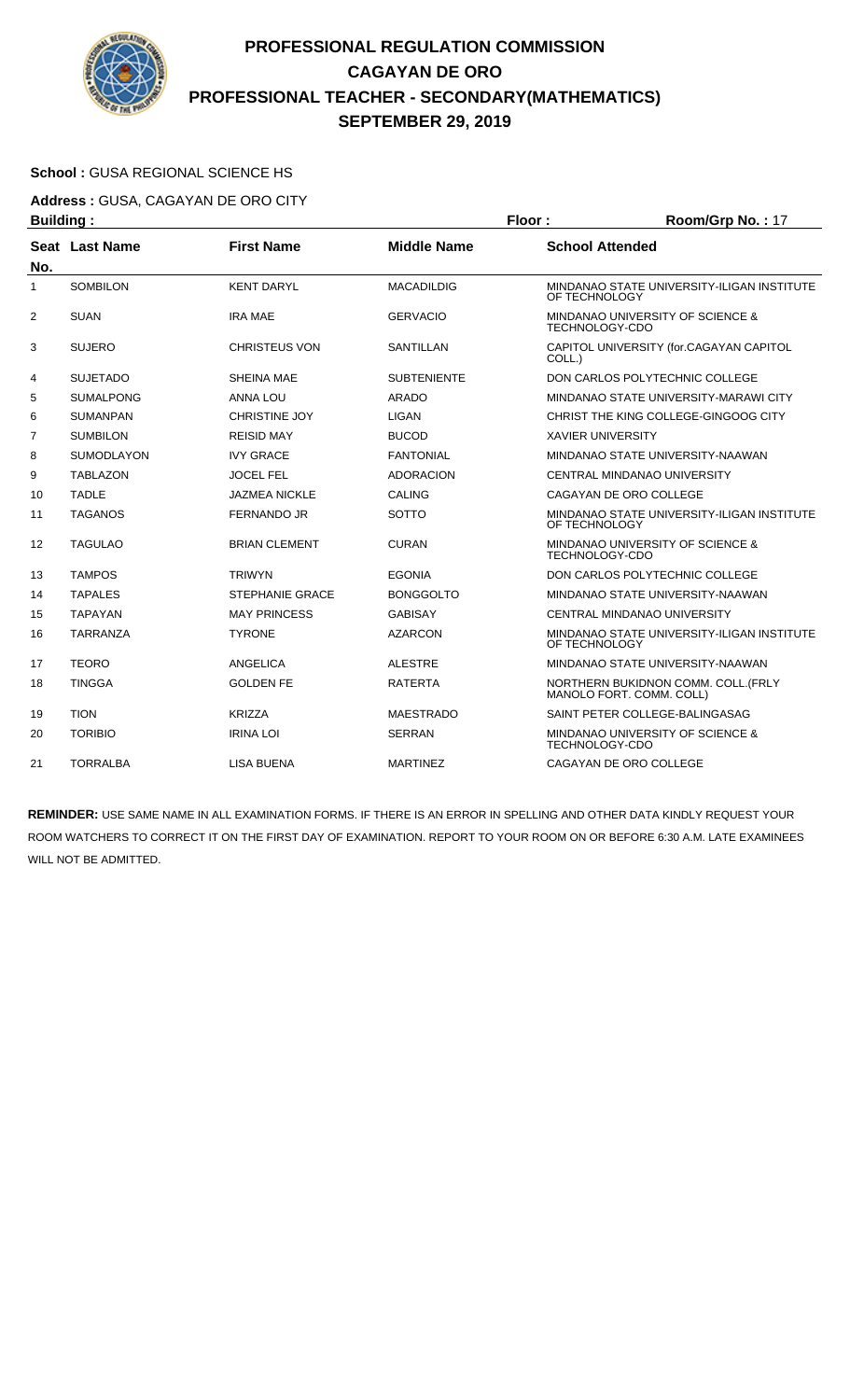# PROFESSIONAL REGULATION COMMISSION
## CAGAYAN DE ORO
## PROFESSIONAL TEACHER - SECONDARY(MATHEMATICS)
## SEPTEMBER 29, 2019

**School :** GUSA REGIONAL SCIENCE HS

**Address :** GUSA, CAGAYAN DE ORO CITY

**Building :** **Floor :** **Room/Grp No. :** 17

| Seat No. | Last Name | First Name | Middle Name | School Attended |
|---|---|---|---|---|
| 1 | SOMBILON | KENT DARYL | MACADILDIG | MINDANAO STATE UNIVERSITY-ILIGAN INSTITUTE OF TECHNOLOGY |
| 2 | SUAN | IRA MAE | GERVACIO | MINDANAO UNIVERSITY OF SCIENCE & TECHNOLOGY-CDO |
| 3 | SUJERO | CHRISTEUS VON | SANTILLAN | CAPITOL UNIVERSITY (for.CAGAYAN CAPITOL COLL.) |
| 4 | SUJETADO | SHEINA MAE | SUBTENIENTE | DON CARLOS POLYTECHNIC COLLEGE |
| 5 | SUMALPONG | ANNA LOU | ARADO | MINDANAO STATE UNIVERSITY-MARAWI CITY |
| 6 | SUMANPAN | CHRISTINE JOY | LIGAN | CHRIST THE KING COLLEGE-GINGOOG CITY |
| 7 | SUMBILON | REISID MAY | BUCOD | XAVIER UNIVERSITY |
| 8 | SUMODLAYON | IVY GRACE | FANTONIAL | MINDANAO STATE UNIVERSITY-NAAWAN |
| 9 | TABLAZON | JOCEL FEL | ADORACION | CENTRAL MINDANAO UNIVERSITY |
| 10 | TADLE | JAZMEA NICKLE | CALING | CAGAYAN DE ORO COLLEGE |
| 11 | TAGANOS | FERNANDO JR | SOTTO | MINDANAO STATE UNIVERSITY-ILIGAN INSTITUTE OF TECHNOLOGY |
| 12 | TAGULAO | BRIAN CLEMENT | CURAN | MINDANAO UNIVERSITY OF SCIENCE & TECHNOLOGY-CDO |
| 13 | TAMPOS | TRIWYN | EGONIA | DON CARLOS POLYTECHNIC COLLEGE |
| 14 | TAPALES | STEPHANIE GRACE | BONGGOLTO | MINDANAO STATE UNIVERSITY-NAAWAN |
| 15 | TAPAYAN | MAY PRINCESS | GABISAY | CENTRAL MINDANAO UNIVERSITY |
| 16 | TARRANZA | TYRONE | AZARCON | MINDANAO STATE UNIVERSITY-ILIGAN INSTITUTE OF TECHNOLOGY |
| 17 | TEORO | ANGELICA | ALESTRE | MINDANAO STATE UNIVERSITY-NAAWAN |
| 18 | TINGGA | GOLDEN FE | RATERTA | NORTHERN BUKIDNON COMM. COLL.(FRLY MANOLO FORT. COMM. COLL) |
| 19 | TION | KRIZZA | MAESTRADO | SAINT PETER COLLEGE-BALINGASAG |
| 20 | TORIBIO | IRINA LOI | SERRAN | MINDANAO UNIVERSITY OF SCIENCE & TECHNOLOGY-CDO |
| 21 | TORRALBA | LISA BUENA | MARTINEZ | CAGAYAN DE ORO COLLEGE |

**REMINDER:** USE SAME NAME IN ALL EXAMINATION FORMS. IF THERE IS AN ERROR IN SPELLING AND OTHER DATA KINDLY REQUEST YOUR ROOM WATCHERS TO CORRECT IT ON THE FIRST DAY OF EXAMINATION. REPORT TO YOUR ROOM ON OR BEFORE 6:30 A.M. LATE EXAMINEES WILL NOT BE ADMITTED.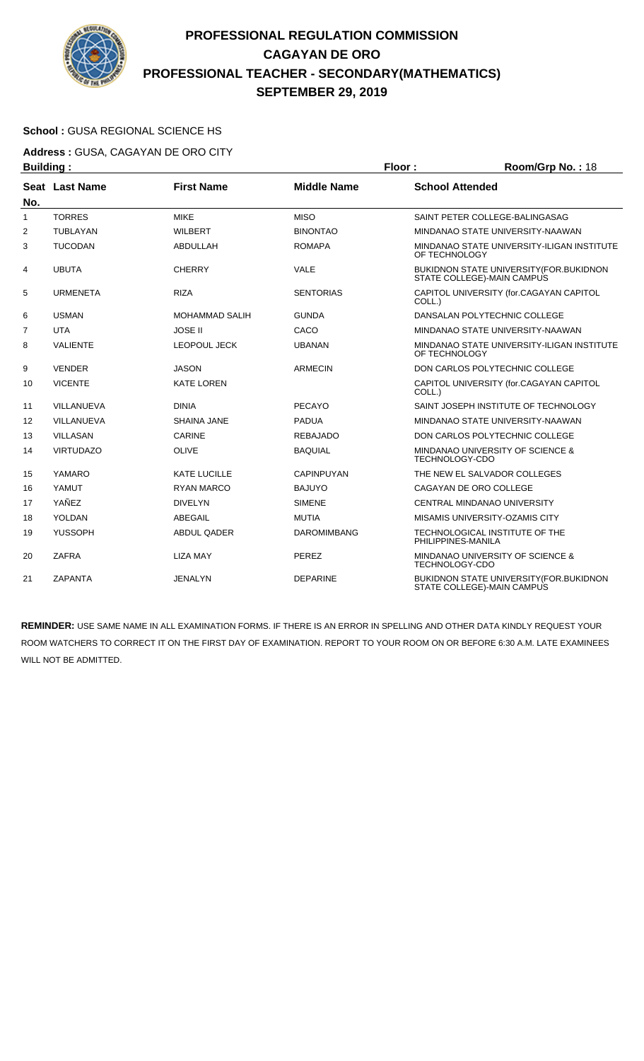# PROFESSIONAL REGULATION COMMISSION
## CAGAYAN DE ORO
## PROFESSIONAL TEACHER - SECONDARY(MATHEMATICS)
## SEPTEMBER 29, 2019

**School :** GUSA REGIONAL SCIENCE HS

**Address :** GUSA, CAGAYAN DE ORO CITY

**Building :** **Floor :** **Room/Grp No. :** 18

| Seat No. | Last Name | First Name | Middle Name | School Attended |
|---|---|---|---|---|
| 1 | TORRES | MIKE | MISO | SAINT PETER COLLEGE-BALINGASAG |
| 2 | TUBLAYAN | WILBERT | BINONTAO | MINDANAO STATE UNIVERSITY-NAAWAN |
| 3 | TUCODAN | ABDULLAH | ROMAPA | MINDANAO STATE UNIVERSITY-ILIGAN INSTITUTE OF TECHNOLOGY |
| 4 | UBUTA | CHERRY | VALE | BUKIDNON STATE UNIVERSITY(FOR.BUKIDNON STATE COLLEGE)-MAIN CAMPUS |
| 5 | URMENETA | RIZA | SENTORIAS | CAPITOL UNIVERSITY (for.CAGAYAN CAPITOL COLL.) |
| 6 | USMAN | MOHAMMAD SALIH | GUNDA | DANSALAN POLYTECHNIC COLLEGE |
| 7 | UTA | JOSE II | CACO | MINDANAO STATE UNIVERSITY-NAAWAN |
| 8 | VALIENTE | LEOPOUL JECK | UBANAN | MINDANAO STATE UNIVERSITY-ILIGAN INSTITUTE OF TECHNOLOGY |
| 9 | VENDER | JASON | ARMECIN | DON CARLOS POLYTECHNIC COLLEGE |
| 10 | VICENTE | KATE LOREN | | CAPITOL UNIVERSITY (for.CAGAYAN CAPITOL COLL.) |
| 11 | VILLANUEVA | DINIA | PECAYO | SAINT JOSEPH INSTITUTE OF TECHNOLOGY |
| 12 | VILLANUEVA | SHAINA JANE | PADUA | MINDANAO STATE UNIVERSITY-NAAWAN |
| 13 | VILLASAN | CARINE | REBAJADO | DON CARLOS POLYTECHNIC COLLEGE |
| 14 | VIRTUDAZO | OLIVE | BAQUIAL | MINDANAO UNIVERSITY OF SCIENCE & TECHNOLOGY-CDO |
| 15 | YAMARO | KATE LUCILLE | CAPINPUYAN | THE NEW EL SALVADOR COLLEGES |
| 16 | YAMUT | RYAN MARCO | BAJUYO | CAGAYAN DE ORO COLLEGE |
| 17 | YAÑEZ | DIVELYN | SIMENE | CENTRAL MINDANAO UNIVERSITY |
| 18 | YOLDAN | ABEGAIL | MUTIA | MISAMIS UNIVERSITY-OZAMIS CITY |
| 19 | YUSSOPH | ABDUL QADER | DAROMIMBANG | TECHNOLOGICAL INSTITUTE OF THE PHILIPPINES-MANILA |
| 20 | ZAFRA | LIZA MAY | PEREZ | MINDANAO UNIVERSITY OF SCIENCE & TECHNOLOGY-CDO |
| 21 | ZAPANTA | JENALYN | DEPARINE | BUKIDNON STATE UNIVERSITY(FOR.BUKIDNON STATE COLLEGE)-MAIN CAMPUS |

**REMINDER:** USE SAME NAME IN ALL EXAMINATION FORMS. IF THERE IS AN ERROR IN SPELLING AND OTHER DATA KINDLY REQUEST YOUR ROOM WATCHERS TO CORRECT IT ON THE FIRST DAY OF EXAMINATION. REPORT TO YOUR ROOM ON OR BEFORE 6:30 A.M. LATE EXAMINEES WILL NOT BE ADMITTED.